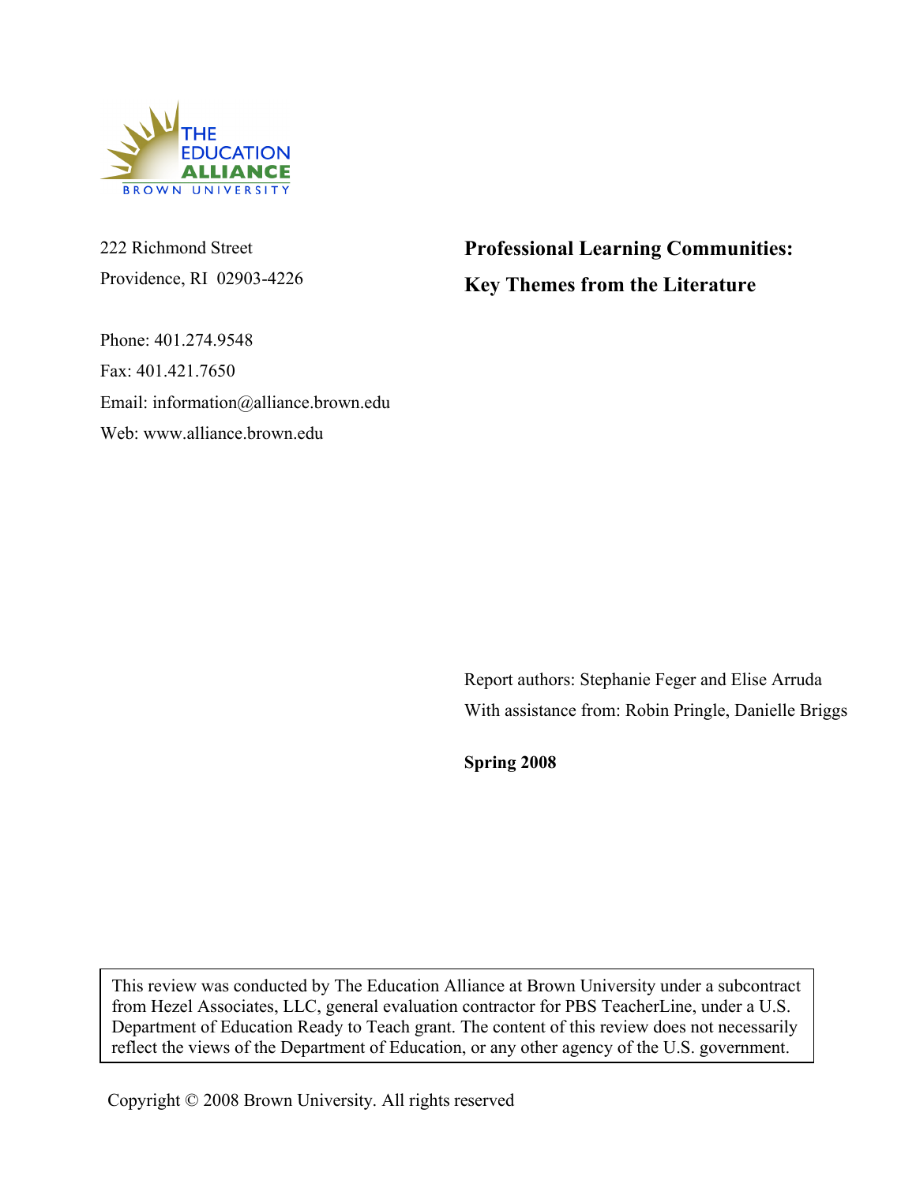THE EDUCATION ALLIANCE
BROWN UNIVERSITY

222 Richmond Street
Providence, RI 02903-4226

Phone: 401.274.9548
Fax: 401.421.7650
Email: information@alliance.brown.edu
Web: www.alliance.brown.edu

# Professional Learning Communities: Key Themes from the Literature

Report authors: Stephanie Feger and Elise Arruda
With assistance from: Robin Pringle, Danielle Briggs

**Spring 2008**

This review was conducted by The Education Alliance at Brown University under a subcontract from Hezel Associates, LLC, general evaluation contractor for PBS TeacherLine, under a U.S. Department of Education Ready to Teach grant. The content of this review does not necessarily reflect the views of the Department of Education, or any other agency of the U.S. government.

Copyright © 2008 Brown University. All rights reserved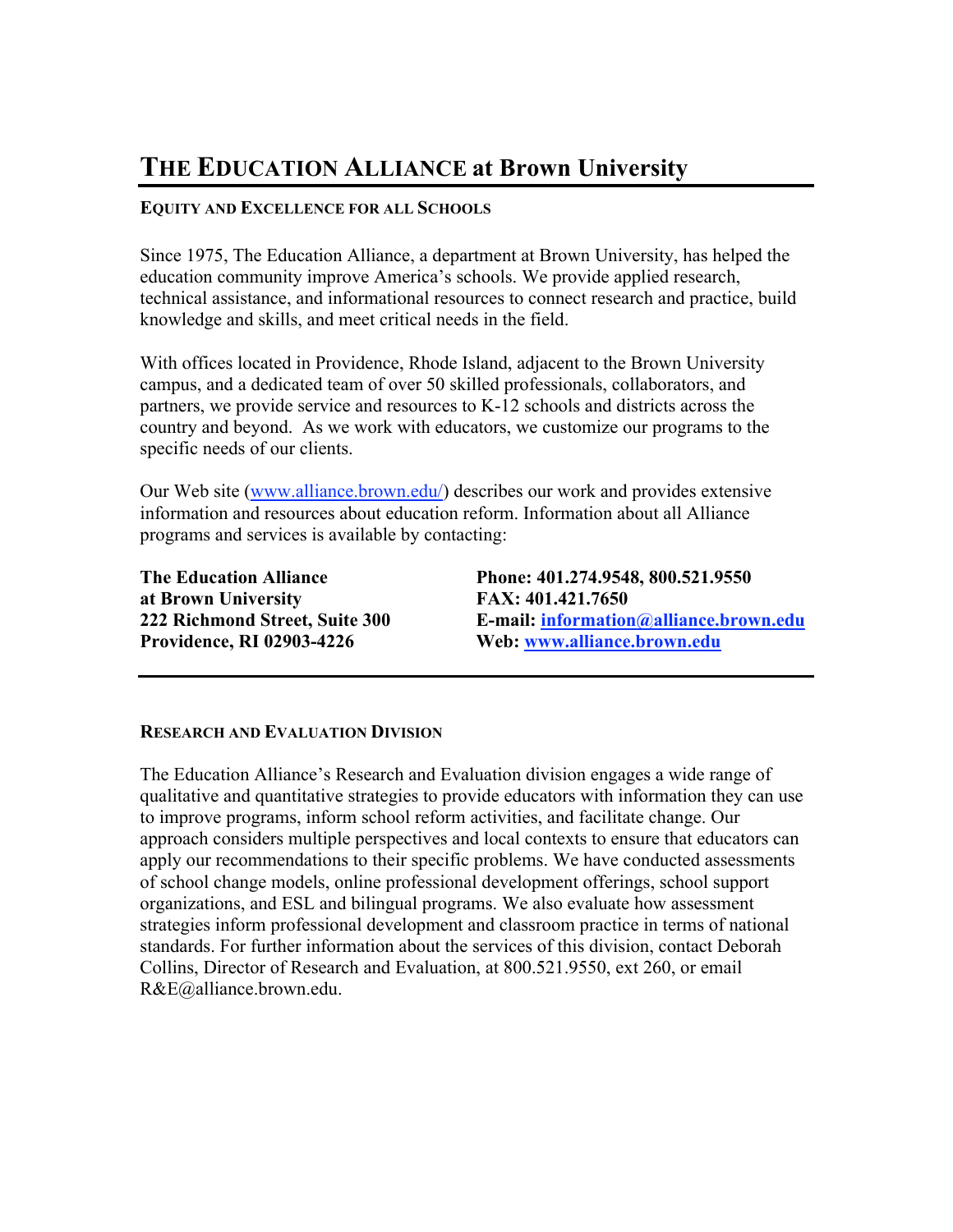# THE EDUCATION ALLIANCE at Brown University

**EQUITY AND EXCELLENCE FOR ALL SCHOOLS**

Since 1975, The Education Alliance, a department at Brown University, has helped the education community improve America's schools. We provide applied research, technical assistance, and informational resources to connect research and practice, build knowledge and skills, and meet critical needs in the field.

With offices located in Providence, Rhode Island, adjacent to the Brown University campus, and a dedicated team of over 50 skilled professionals, collaborators, and partners, we provide service and resources to K-12 schools and districts across the country and beyond. As we work with educators, we customize our programs to the specific needs of our clients.

Our Web site (www.alliance.brown.edu/) describes our work and provides extensive information and resources about education reform. Information about all Alliance programs and services is available by contacting:

**The Education Alliance**
**at Brown University**
**222 Richmond Street, Suite 300**
**Providence, RI 02903-4226**

**Phone: 401.274.9548, 800.521.9550**
**FAX: 401.421.7650**
**E-mail: information@alliance.brown.edu**
**Web: www.alliance.brown.edu**

---

**RESEARCH AND EVALUATION DIVISION**

The Education Alliance's Research and Evaluation division engages a wide range of qualitative and quantitative strategies to provide educators with information they can use to improve programs, inform school reform activities, and facilitate change. Our approach considers multiple perspectives and local contexts to ensure that educators can apply our recommendations to their specific problems. We have conducted assessments of school change models, online professional development offerings, school support organizations, and ESL and bilingual programs. We also evaluate how assessment strategies inform professional development and classroom practice in terms of national standards. For further information about the services of this division, contact Deborah Collins, Director of Research and Evaluation, at 800.521.9550, ext 260, or email R&E@alliance.brown.edu.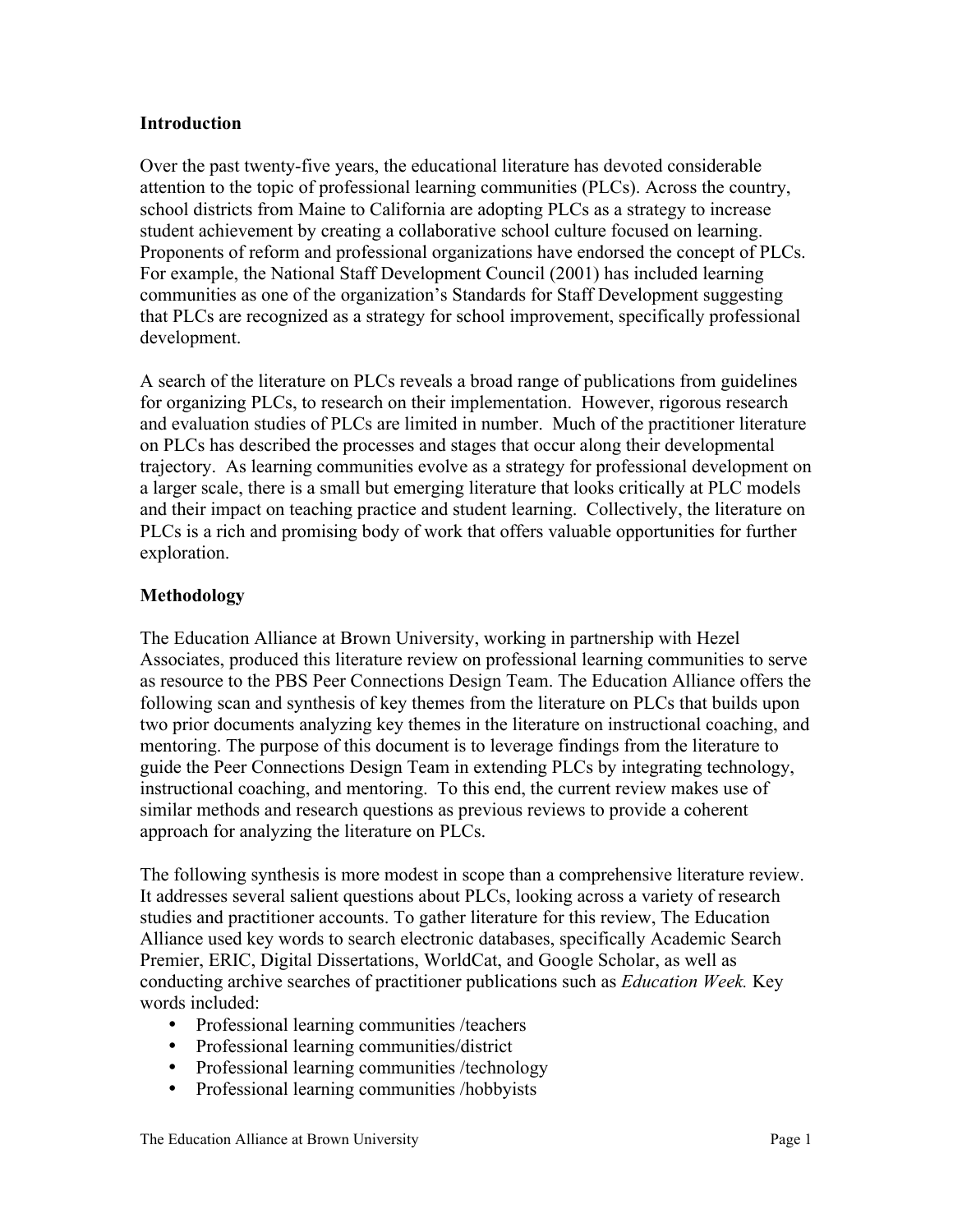## Introduction

Over the past twenty-five years, the educational literature has devoted considerable attention to the topic of professional learning communities (PLCs). Across the country, school districts from Maine to California are adopting PLCs as a strategy to increase student achievement by creating a collaborative school culture focused on learning. Proponents of reform and professional organizations have endorsed the concept of PLCs. For example, the National Staff Development Council (2001) has included learning communities as one of the organization's Standards for Staff Development suggesting that PLCs are recognized as a strategy for school improvement, specifically professional development.

A search of the literature on PLCs reveals a broad range of publications from guidelines for organizing PLCs, to research on their implementation. However, rigorous research and evaluation studies of PLCs are limited in number. Much of the practitioner literature on PLCs has described the processes and stages that occur along their developmental trajectory. As learning communities evolve as a strategy for professional development on a larger scale, there is a small but emerging literature that looks critically at PLC models and their impact on teaching practice and student learning. Collectively, the literature on PLCs is a rich and promising body of work that offers valuable opportunities for further exploration.

## Methodology

The Education Alliance at Brown University, working in partnership with Hezel Associates, produced this literature review on professional learning communities to serve as resource to the PBS Peer Connections Design Team. The Education Alliance offers the following scan and synthesis of key themes from the literature on PLCs that builds upon two prior documents analyzing key themes in the literature on instructional coaching, and mentoring. The purpose of this document is to leverage findings from the literature to guide the Peer Connections Design Team in extending PLCs by integrating technology, instructional coaching, and mentoring. To this end, the current review makes use of similar methods and research questions as previous reviews to provide a coherent approach for analyzing the literature on PLCs.

The following synthesis is more modest in scope than a comprehensive literature review. It addresses several salient questions about PLCs, looking across a variety of research studies and practitioner accounts. To gather literature for this review, The Education Alliance used key words to search electronic databases, specifically Academic Search Premier, ERIC, Digital Dissertations, WorldCat, and Google Scholar, as well as conducting archive searches of practitioner publications such as *Education Week.* Key words included:

- Professional learning communities /teachers
- Professional learning communities/district
- Professional learning communities /technology
- Professional learning communities /hobbyists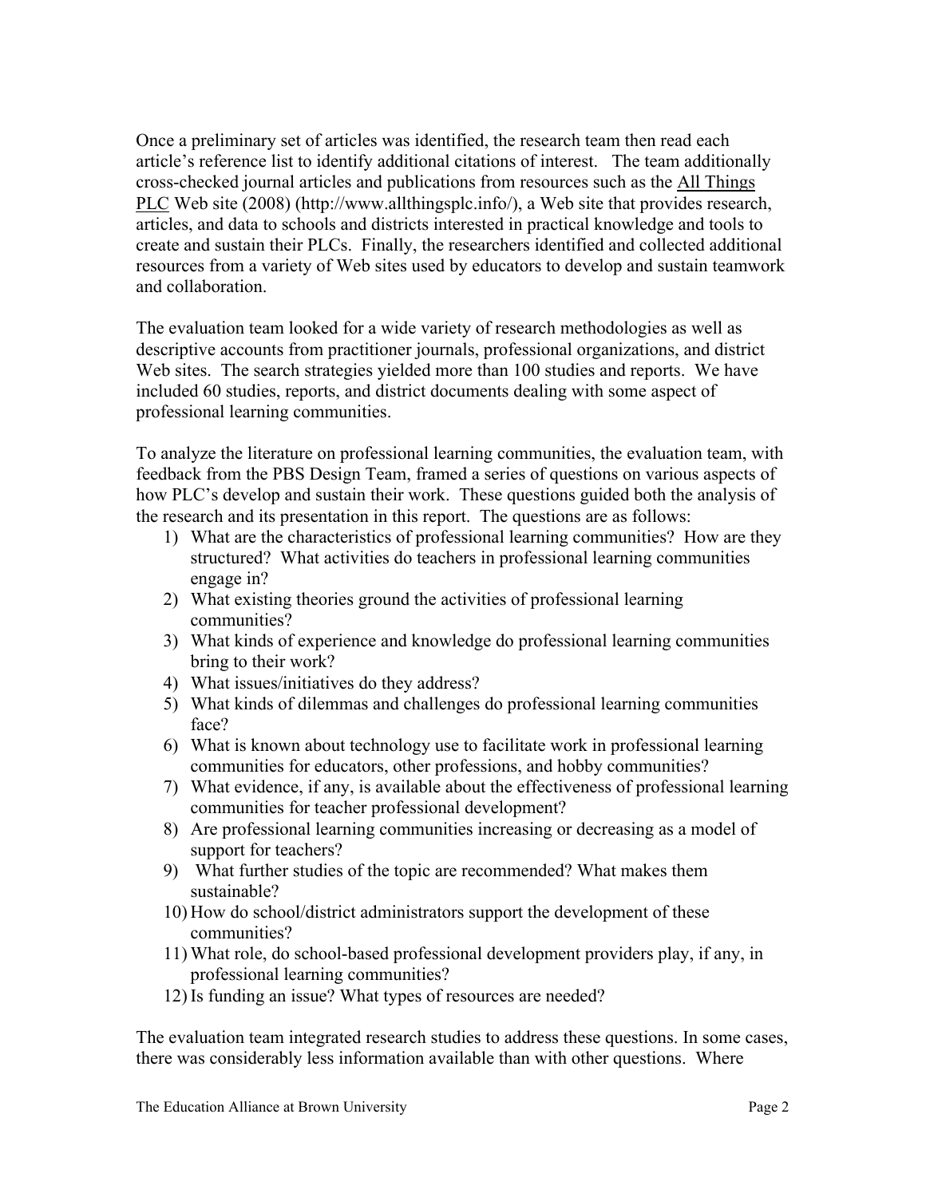Once a preliminary set of articles was identified, the research team then read each article's reference list to identify additional citations of interest. The team additionally cross-checked journal articles and publications from resources such as the All Things PLC Web site (2008) (http://www.allthingsplc.info/), a Web site that provides research, articles, and data to schools and districts interested in practical knowledge and tools to create and sustain their PLCs. Finally, the researchers identified and collected additional resources from a variety of Web sites used by educators to develop and sustain teamwork and collaboration.

The evaluation team looked for a wide variety of research methodologies as well as descriptive accounts from practitioner journals, professional organizations, and district Web sites. The search strategies yielded more than 100 studies and reports. We have included 60 studies, reports, and district documents dealing with some aspect of professional learning communities.

To analyze the literature on professional learning communities, the evaluation team, with feedback from the PBS Design Team, framed a series of questions on various aspects of how PLC's develop and sustain their work. These questions guided both the analysis of the research and its presentation in this report. The questions are as follows:

1) What are the characteristics of professional learning communities? How are they structured? What activities do teachers in professional learning communities engage in?
2) What existing theories ground the activities of professional learning communities?
3) What kinds of experience and knowledge do professional learning communities bring to their work?
4) What issues/initiatives do they address?
5) What kinds of dilemmas and challenges do professional learning communities face?
6) What is known about technology use to facilitate work in professional learning communities for educators, other professions, and hobby communities?
7) What evidence, if any, is available about the effectiveness of professional learning communities for teacher professional development?
8) Are professional learning communities increasing or decreasing as a model of support for teachers?
9) What further studies of the topic are recommended? What makes them sustainable?
10) How do school/district administrators support the development of these communities?
11) What role, do school-based professional development providers play, if any, in professional learning communities?
12) Is funding an issue? What types of resources are needed?

The evaluation team integrated research studies to address these questions. In some cases, there was considerably less information available than with other questions. Where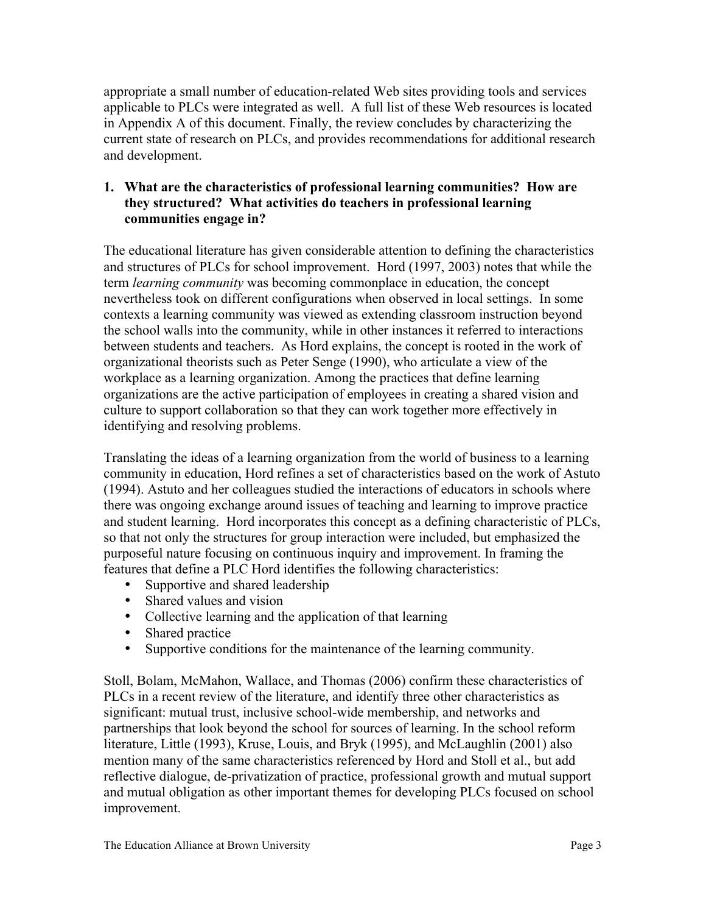appropriate a small number of education-related Web sites providing tools and services applicable to PLCs were integrated as well. A full list of these Web resources is located in Appendix A of this document. Finally, the review concludes by characterizing the current state of research on PLCs, and provides recommendations for additional research and development.

### 1. What are the characteristics of professional learning communities? How are they structured? What activities do teachers in professional learning communities engage in?

The educational literature has given considerable attention to defining the characteristics and structures of PLCs for school improvement. Hord (1997, 2003) notes that while the term *learning community* was becoming commonplace in education, the concept nevertheless took on different configurations when observed in local settings. In some contexts a learning community was viewed as extending classroom instruction beyond the school walls into the community, while in other instances it referred to interactions between students and teachers. As Hord explains, the concept is rooted in the work of organizational theorists such as Peter Senge (1990), who articulate a view of the workplace as a learning organization. Among the practices that define learning organizations are the active participation of employees in creating a shared vision and culture to support collaboration so that they can work together more effectively in identifying and resolving problems.

Translating the ideas of a learning organization from the world of business to a learning community in education, Hord refines a set of characteristics based on the work of Astuto (1994). Astuto and her colleagues studied the interactions of educators in schools where there was ongoing exchange around issues of teaching and learning to improve practice and student learning. Hord incorporates this concept as a defining characteristic of PLCs, so that not only the structures for group interaction were included, but emphasized the purposeful nature focusing on continuous inquiry and improvement. In framing the features that define a PLC Hord identifies the following characteristics:

- Supportive and shared leadership
- Shared values and vision
- Collective learning and the application of that learning
- Shared practice
- Supportive conditions for the maintenance of the learning community.

Stoll, Bolam, McMahon, Wallace, and Thomas (2006) confirm these characteristics of PLCs in a recent review of the literature, and identify three other characteristics as significant: mutual trust, inclusive school-wide membership, and networks and partnerships that look beyond the school for sources of learning. In the school reform literature, Little (1993), Kruse, Louis, and Bryk (1995), and McLaughlin (2001) also mention many of the same characteristics referenced by Hord and Stoll et al., but add reflective dialogue, de-privatization of practice, professional growth and mutual support and mutual obligation as other important themes for developing PLCs focused on school improvement.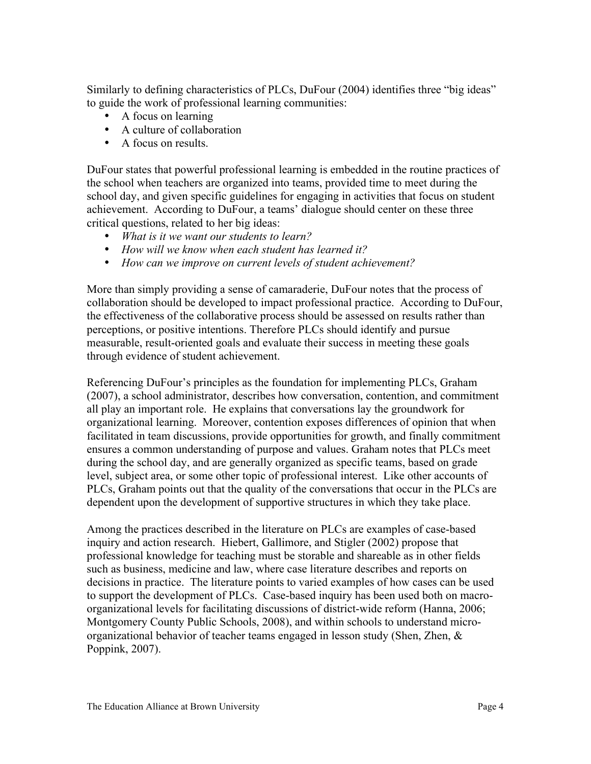Similarly to defining characteristics of PLCs, DuFour (2004) identifies three "big ideas" to guide the work of professional learning communities:

- A focus on learning
- A culture of collaboration
- A focus on results.

DuFour states that powerful professional learning is embedded in the routine practices of the school when teachers are organized into teams, provided time to meet during the school day, and given specific guidelines for engaging in activities that focus on student achievement. According to DuFour, a teams' dialogue should center on these three critical questions, related to her big ideas:

- *What is it we want our students to learn?*
- *How will we know when each student has learned it?*
- *How can we improve on current levels of student achievement?*

More than simply providing a sense of camaraderie, DuFour notes that the process of collaboration should be developed to impact professional practice. According to DuFour, the effectiveness of the collaborative process should be assessed on results rather than perceptions, or positive intentions. Therefore PLCs should identify and pursue measurable, result-oriented goals and evaluate their success in meeting these goals through evidence of student achievement.

Referencing DuFour's principles as the foundation for implementing PLCs, Graham (2007), a school administrator, describes how conversation, contention, and commitment all play an important role. He explains that conversations lay the groundwork for organizational learning. Moreover, contention exposes differences of opinion that when facilitated in team discussions, provide opportunities for growth, and finally commitment ensures a common understanding of purpose and values. Graham notes that PLCs meet during the school day, and are generally organized as specific teams, based on grade level, subject area, or some other topic of professional interest. Like other accounts of PLCs, Graham points out that the quality of the conversations that occur in the PLCs are dependent upon the development of supportive structures in which they take place.

Among the practices described in the literature on PLCs are examples of case-based inquiry and action research. Hiebert, Gallimore, and Stigler (2002) propose that professional knowledge for teaching must be storable and shareable as in other fields such as business, medicine and law, where case literature describes and reports on decisions in practice. The literature points to varied examples of how cases can be used to support the development of PLCs. Case-based inquiry has been used both on macro-organizational levels for facilitating discussions of district-wide reform (Hanna, 2006; Montgomery County Public Schools, 2008), and within schools to understand micro-organizational behavior of teacher teams engaged in lesson study (Shen, Zhen, & Poppink, 2007).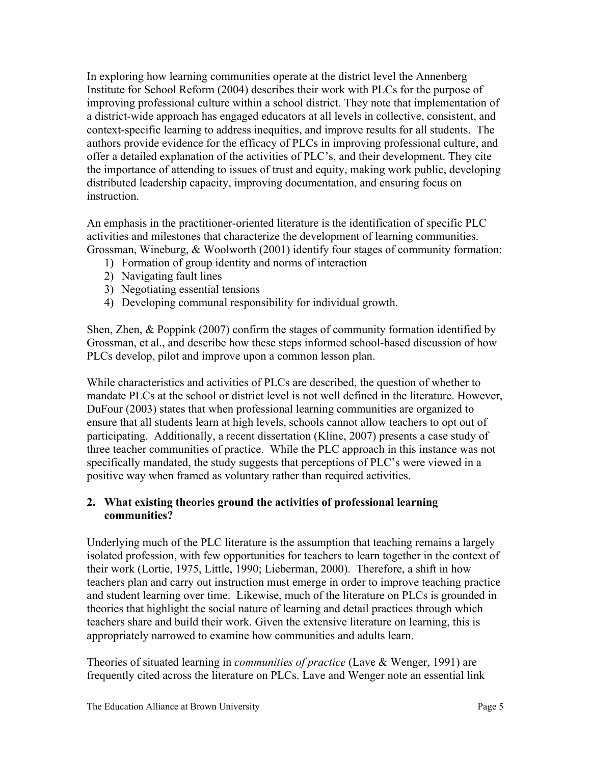In exploring how learning communities operate at the district level the Annenberg Institute for School Reform (2004) describes their work with PLCs for the purpose of improving professional culture within a school district. They note that implementation of a district-wide approach has engaged educators at all levels in collective, consistent, and context-specific learning to address inequities, and improve results for all students. The authors provide evidence for the efficacy of PLCs in improving professional culture, and offer a detailed explanation of the activities of PLC's, and their development. They cite the importance of attending to issues of trust and equity, making work public, developing distributed leadership capacity, improving documentation, and ensuring focus on instruction.

An emphasis in the practitioner-oriented literature is the identification of specific PLC activities and milestones that characterize the development of learning communities. Grossman, Wineburg, & Woolworth (2001) identify four stages of community formation:

1) Formation of group identity and norms of interaction
2) Navigating fault lines
3) Negotiating essential tensions
4) Developing communal responsibility for individual growth.

Shen, Zhen, & Poppink (2007) confirm the stages of community formation identified by Grossman, et al., and describe how these steps informed school-based discussion of how PLCs develop, pilot and improve upon a common lesson plan.

While characteristics and activities of PLCs are described, the question of whether to mandate PLCs at the school or district level is not well defined in the literature. However, DuFour (2003) states that when professional learning communities are organized to ensure that all students learn at high levels, schools cannot allow teachers to opt out of participating. Additionally, a recent dissertation (Kline, 2007) presents a case study of three teacher communities of practice. While the PLC approach in this instance was not specifically mandated, the study suggests that perceptions of PLC's were viewed in a positive way when framed as voluntary rather than required activities.

### 2. What existing theories ground the activities of professional learning communities?

Underlying much of the PLC literature is the assumption that teaching remains a largely isolated profession, with few opportunities for teachers to learn together in the context of their work (Lortie, 1975, Little, 1990; Lieberman, 2000). Therefore, a shift in how teachers plan and carry out instruction must emerge in order to improve teaching practice and student learning over time. Likewise, much of the literature on PLCs is grounded in theories that highlight the social nature of learning and detail practices through which teachers share and build their work. Given the extensive literature on learning, this is appropriately narrowed to examine how communities and adults learn.

Theories of situated learning in *communities of practice* (Lave & Wenger, 1991) are frequently cited across the literature on PLCs. Lave and Wenger note an essential link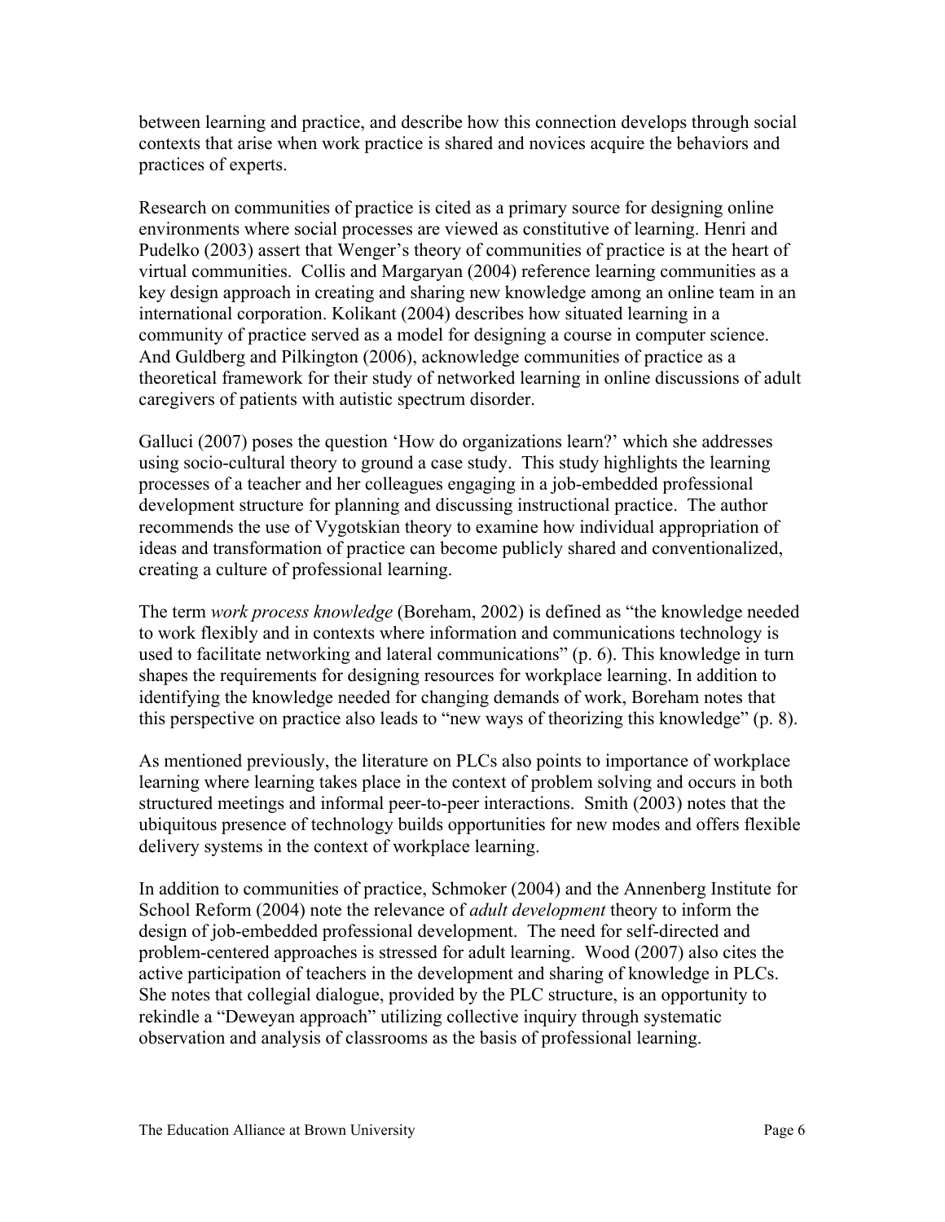between learning and practice, and describe how this connection develops through social contexts that arise when work practice is shared and novices acquire the behaviors and practices of experts.

Research on communities of practice is cited as a primary source for designing online environments where social processes are viewed as constitutive of learning. Henri and Pudelko (2003) assert that Wenger's theory of communities of practice is at the heart of virtual communities. Collis and Margaryan (2004) reference learning communities as a key design approach in creating and sharing new knowledge among an online team in an international corporation. Kolikant (2004) describes how situated learning in a community of practice served as a model for designing a course in computer science. And Guldberg and Pilkington (2006), acknowledge communities of practice as a theoretical framework for their study of networked learning in online discussions of adult caregivers of patients with autistic spectrum disorder.

Galluci (2007) poses the question 'How do organizations learn?' which she addresses using socio-cultural theory to ground a case study. This study highlights the learning processes of a teacher and her colleagues engaging in a job-embedded professional development structure for planning and discussing instructional practice. The author recommends the use of Vygotskian theory to examine how individual appropriation of ideas and transformation of practice can become publicly shared and conventionalized, creating a culture of professional learning.

The term *work process knowledge* (Boreham, 2002) is defined as "the knowledge needed to work flexibly and in contexts where information and communications technology is used to facilitate networking and lateral communications" (p. 6). This knowledge in turn shapes the requirements for designing resources for workplace learning. In addition to identifying the knowledge needed for changing demands of work, Boreham notes that this perspective on practice also leads to "new ways of theorizing this knowledge" (p. 8).

As mentioned previously, the literature on PLCs also points to importance of workplace learning where learning takes place in the context of problem solving and occurs in both structured meetings and informal peer-to-peer interactions. Smith (2003) notes that the ubiquitous presence of technology builds opportunities for new modes and offers flexible delivery systems in the context of workplace learning.

In addition to communities of practice, Schmoker (2004) and the Annenberg Institute for School Reform (2004) note the relevance of *adult development* theory to inform the design of job-embedded professional development. The need for self-directed and problem-centered approaches is stressed for adult learning. Wood (2007) also cites the active participation of teachers in the development and sharing of knowledge in PLCs. She notes that collegial dialogue, provided by the PLC structure, is an opportunity to rekindle a "Deweyan approach" utilizing collective inquiry through systematic observation and analysis of classrooms as the basis of professional learning.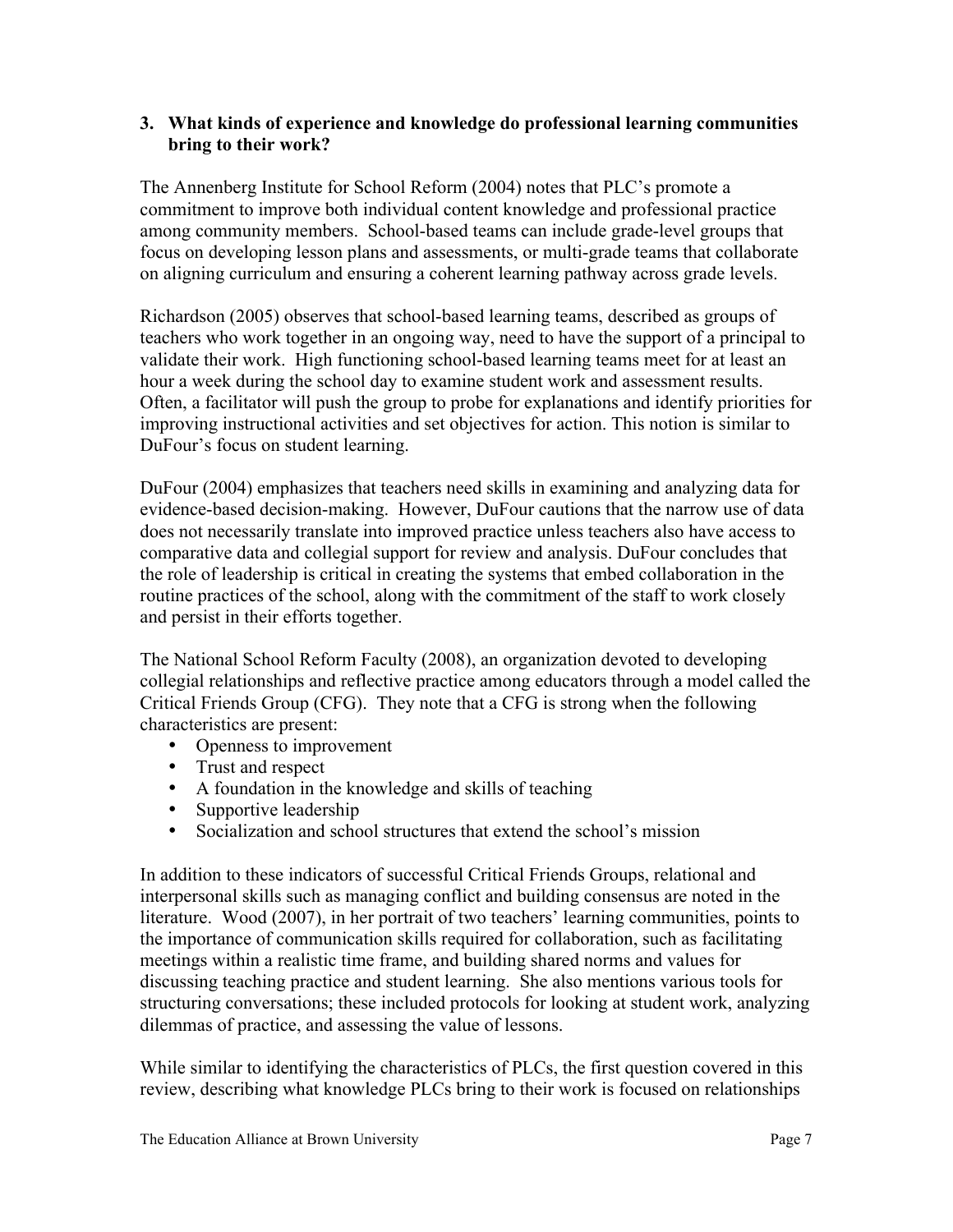### 3. What kinds of experience and knowledge do professional learning communities bring to their work?

The Annenberg Institute for School Reform (2004) notes that PLC's promote a commitment to improve both individual content knowledge and professional practice among community members. School-based teams can include grade-level groups that focus on developing lesson plans and assessments, or multi-grade teams that collaborate on aligning curriculum and ensuring a coherent learning pathway across grade levels.

Richardson (2005) observes that school-based learning teams, described as groups of teachers who work together in an ongoing way, need to have the support of a principal to validate their work. High functioning school-based learning teams meet for at least an hour a week during the school day to examine student work and assessment results. Often, a facilitator will push the group to probe for explanations and identify priorities for improving instructional activities and set objectives for action. This notion is similar to DuFour's focus on student learning.

DuFour (2004) emphasizes that teachers need skills in examining and analyzing data for evidence-based decision-making. However, DuFour cautions that the narrow use of data does not necessarily translate into improved practice unless teachers also have access to comparative data and collegial support for review and analysis. DuFour concludes that the role of leadership is critical in creating the systems that embed collaboration in the routine practices of the school, along with the commitment of the staff to work closely and persist in their efforts together.

The National School Reform Faculty (2008), an organization devoted to developing collegial relationships and reflective practice among educators through a model called the Critical Friends Group (CFG). They note that a CFG is strong when the following characteristics are present:

- Openness to improvement
- Trust and respect
- A foundation in the knowledge and skills of teaching
- Supportive leadership
- Socialization and school structures that extend the school's mission

In addition to these indicators of successful Critical Friends Groups, relational and interpersonal skills such as managing conflict and building consensus are noted in the literature. Wood (2007), in her portrait of two teachers' learning communities, points to the importance of communication skills required for collaboration, such as facilitating meetings within a realistic time frame, and building shared norms and values for discussing teaching practice and student learning. She also mentions various tools for structuring conversations; these included protocols for looking at student work, analyzing dilemmas of practice, and assessing the value of lessons.

While similar to identifying the characteristics of PLCs, the first question covered in this review, describing what knowledge PLCs bring to their work is focused on relationships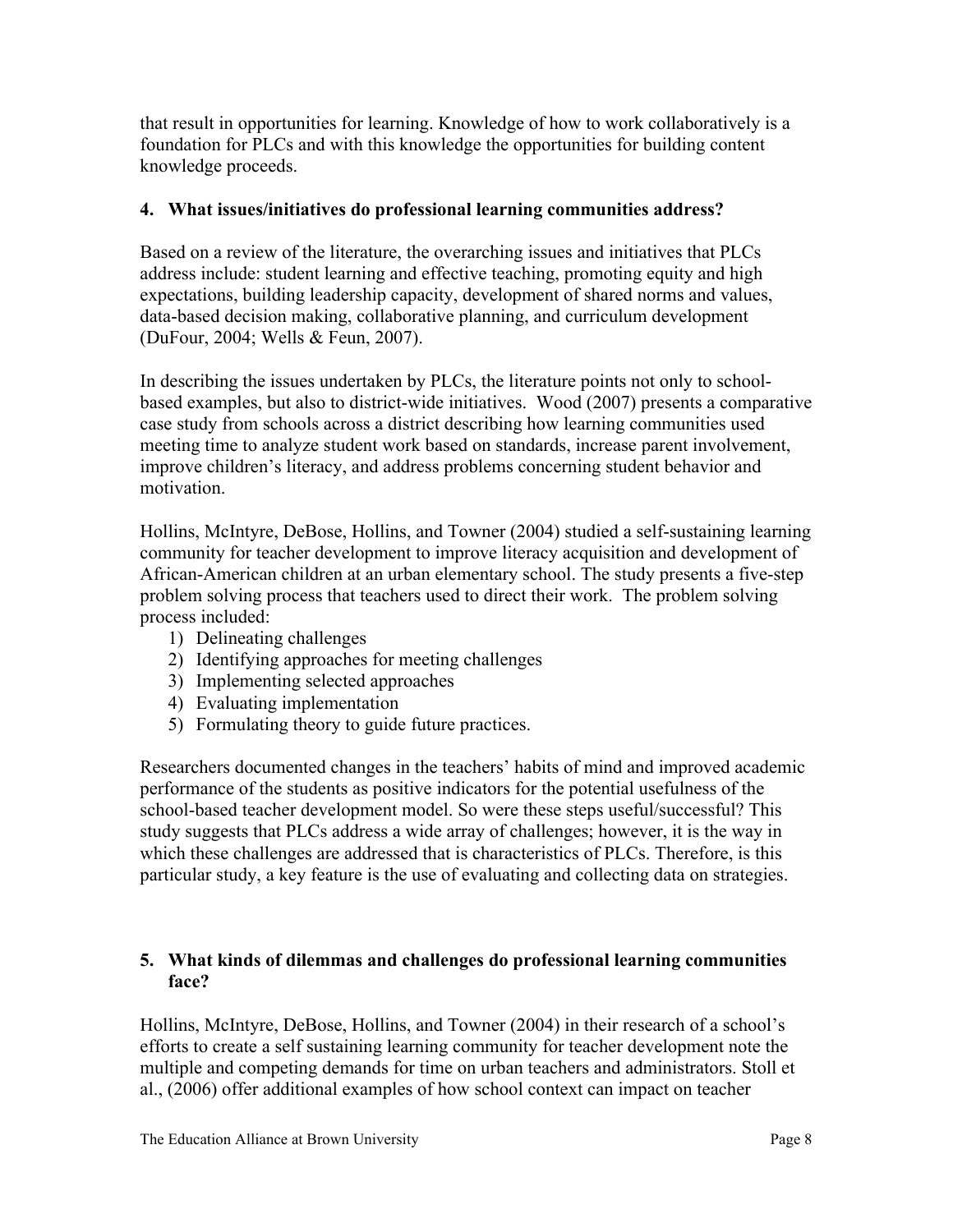that result in opportunities for learning. Knowledge of how to work collaboratively is a foundation for PLCs and with this knowledge the opportunities for building content knowledge proceeds.

### 4. What issues/initiatives do professional learning communities address?

Based on a review of the literature, the overarching issues and initiatives that PLCs address include: student learning and effective teaching, promoting equity and high expectations, building leadership capacity, development of shared norms and values, data-based decision making, collaborative planning, and curriculum development (DuFour, 2004; Wells & Feun, 2007).

In describing the issues undertaken by PLCs, the literature points not only to school-based examples, but also to district-wide initiatives. Wood (2007) presents a comparative case study from schools across a district describing how learning communities used meeting time to analyze student work based on standards, increase parent involvement, improve children's literacy, and address problems concerning student behavior and motivation.

Hollins, McIntyre, DeBose, Hollins, and Towner (2004) studied a self-sustaining learning community for teacher development to improve literacy acquisition and development of African-American children at an urban elementary school. The study presents a five-step problem solving process that teachers used to direct their work. The problem solving process included:

1) Delineating challenges
2) Identifying approaches for meeting challenges
3) Implementing selected approaches
4) Evaluating implementation
5) Formulating theory to guide future practices.

Researchers documented changes in the teachers' habits of mind and improved academic performance of the students as positive indicators for the potential usefulness of the school-based teacher development model. So were these steps useful/successful? This study suggests that PLCs address a wide array of challenges; however, it is the way in which these challenges are addressed that is characteristics of PLCs. Therefore, is this particular study, a key feature is the use of evaluating and collecting data on strategies.

### 5. What kinds of dilemmas and challenges do professional learning communities face?

Hollins, McIntyre, DeBose, Hollins, and Towner (2004) in their research of a school's efforts to create a self sustaining learning community for teacher development note the multiple and competing demands for time on urban teachers and administrators. Stoll et al., (2006) offer additional examples of how school context can impact on teacher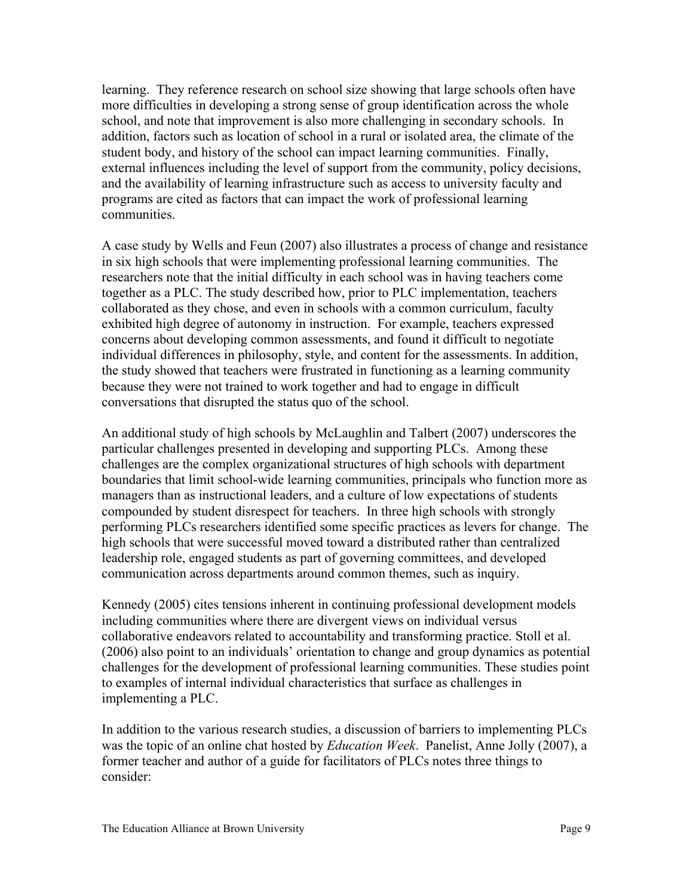learning. They reference research on school size showing that large schools often have more difficulties in developing a strong sense of group identification across the whole school, and note that improvement is also more challenging in secondary schools. In addition, factors such as location of school in a rural or isolated area, the climate of the student body, and history of the school can impact learning communities. Finally, external influences including the level of support from the community, policy decisions, and the availability of learning infrastructure such as access to university faculty and programs are cited as factors that can impact the work of professional learning communities.

A case study by Wells and Feun (2007) also illustrates a process of change and resistance in six high schools that were implementing professional learning communities. The researchers note that the initial difficulty in each school was in having teachers come together as a PLC. The study described how, prior to PLC implementation, teachers collaborated as they chose, and even in schools with a common curriculum, faculty exhibited high degree of autonomy in instruction. For example, teachers expressed concerns about developing common assessments, and found it difficult to negotiate individual differences in philosophy, style, and content for the assessments. In addition, the study showed that teachers were frustrated in functioning as a learning community because they were not trained to work together and had to engage in difficult conversations that disrupted the status quo of the school.

An additional study of high schools by McLaughlin and Talbert (2007) underscores the particular challenges presented in developing and supporting PLCs. Among these challenges are the complex organizational structures of high schools with department boundaries that limit school-wide learning communities, principals who function more as managers than as instructional leaders, and a culture of low expectations of students compounded by student disrespect for teachers. In three high schools with strongly performing PLCs researchers identified some specific practices as levers for change. The high schools that were successful moved toward a distributed rather than centralized leadership role, engaged students as part of governing committees, and developed communication across departments around common themes, such as inquiry.

Kennedy (2005) cites tensions inherent in continuing professional development models including communities where there are divergent views on individual versus collaborative endeavors related to accountability and transforming practice. Stoll et al. (2006) also point to an individuals' orientation to change and group dynamics as potential challenges for the development of professional learning communities. These studies point to examples of internal individual characteristics that surface as challenges in implementing a PLC.

In addition to the various research studies, a discussion of barriers to implementing PLCs was the topic of an online chat hosted by *Education Week*. Panelist, Anne Jolly (2007), a former teacher and author of a guide for facilitators of PLCs notes three things to consider: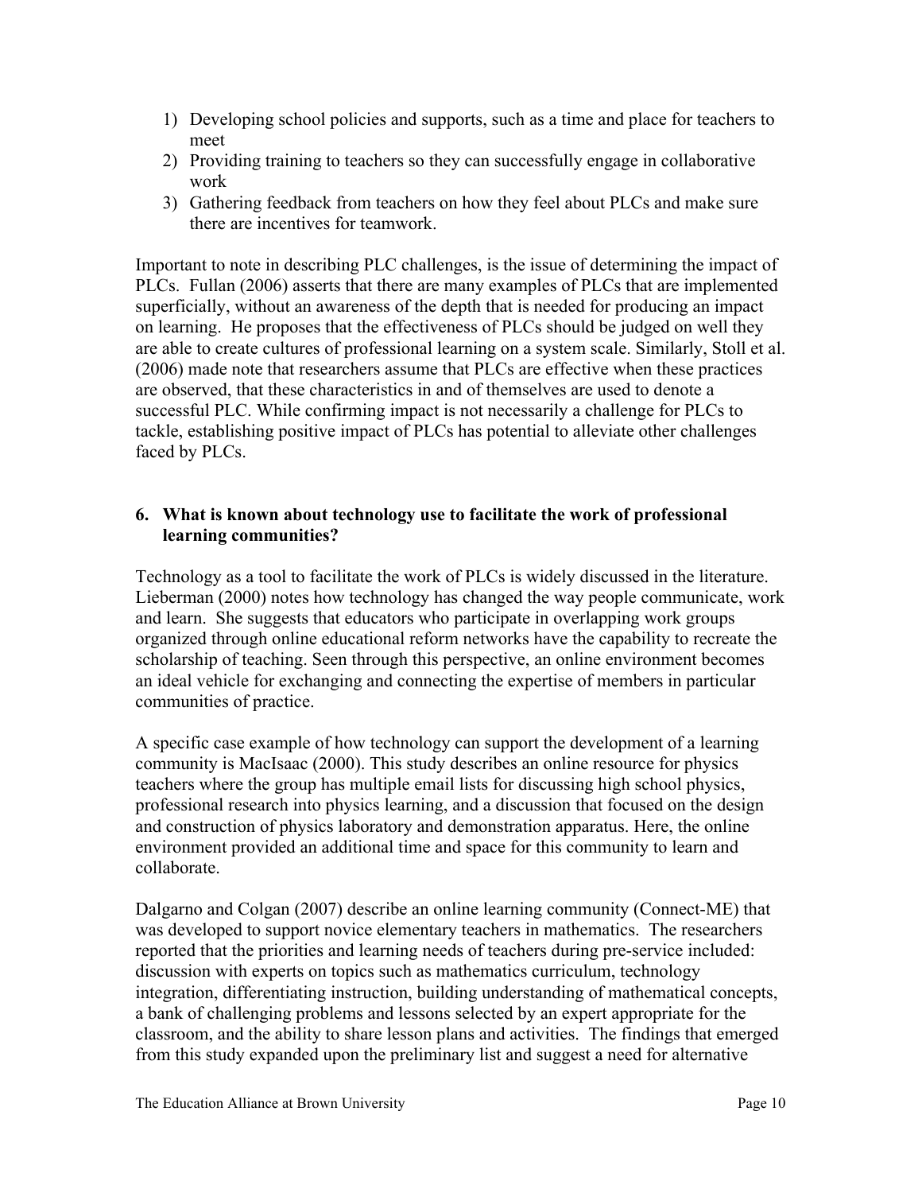1) Developing school policies and supports, such as a time and place for teachers to meet
2) Providing training to teachers so they can successfully engage in collaborative work
3) Gathering feedback from teachers on how they feel about PLCs and make sure there are incentives for teamwork.

Important to note in describing PLC challenges, is the issue of determining the impact of PLCs. Fullan (2006) asserts that there are many examples of PLCs that are implemented superficially, without an awareness of the depth that is needed for producing an impact on learning. He proposes that the effectiveness of PLCs should be judged on well they are able to create cultures of professional learning on a system scale. Similarly, Stoll et al. (2006) made note that researchers assume that PLCs are effective when these practices are observed, that these characteristics in and of themselves are used to denote a successful PLC. While confirming impact is not necessarily a challenge for PLCs to tackle, establishing positive impact of PLCs has potential to alleviate other challenges faced by PLCs.

### 6. What is known about technology use to facilitate the work of professional learning communities?

Technology as a tool to facilitate the work of PLCs is widely discussed in the literature. Lieberman (2000) notes how technology has changed the way people communicate, work and learn. She suggests that educators who participate in overlapping work groups organized through online educational reform networks have the capability to recreate the scholarship of teaching. Seen through this perspective, an online environment becomes an ideal vehicle for exchanging and connecting the expertise of members in particular communities of practice.

A specific case example of how technology can support the development of a learning community is MacIsaac (2000). This study describes an online resource for physics teachers where the group has multiple email lists for discussing high school physics, professional research into physics learning, and a discussion that focused on the design and construction of physics laboratory and demonstration apparatus. Here, the online environment provided an additional time and space for this community to learn and collaborate.

Dalgarno and Colgan (2007) describe an online learning community (Connect-ME) that was developed to support novice elementary teachers in mathematics. The researchers reported that the priorities and learning needs of teachers during pre-service included: discussion with experts on topics such as mathematics curriculum, technology integration, differentiating instruction, building understanding of mathematical concepts, a bank of challenging problems and lessons selected by an expert appropriate for the classroom, and the ability to share lesson plans and activities. The findings that emerged from this study expanded upon the preliminary list and suggest a need for alternative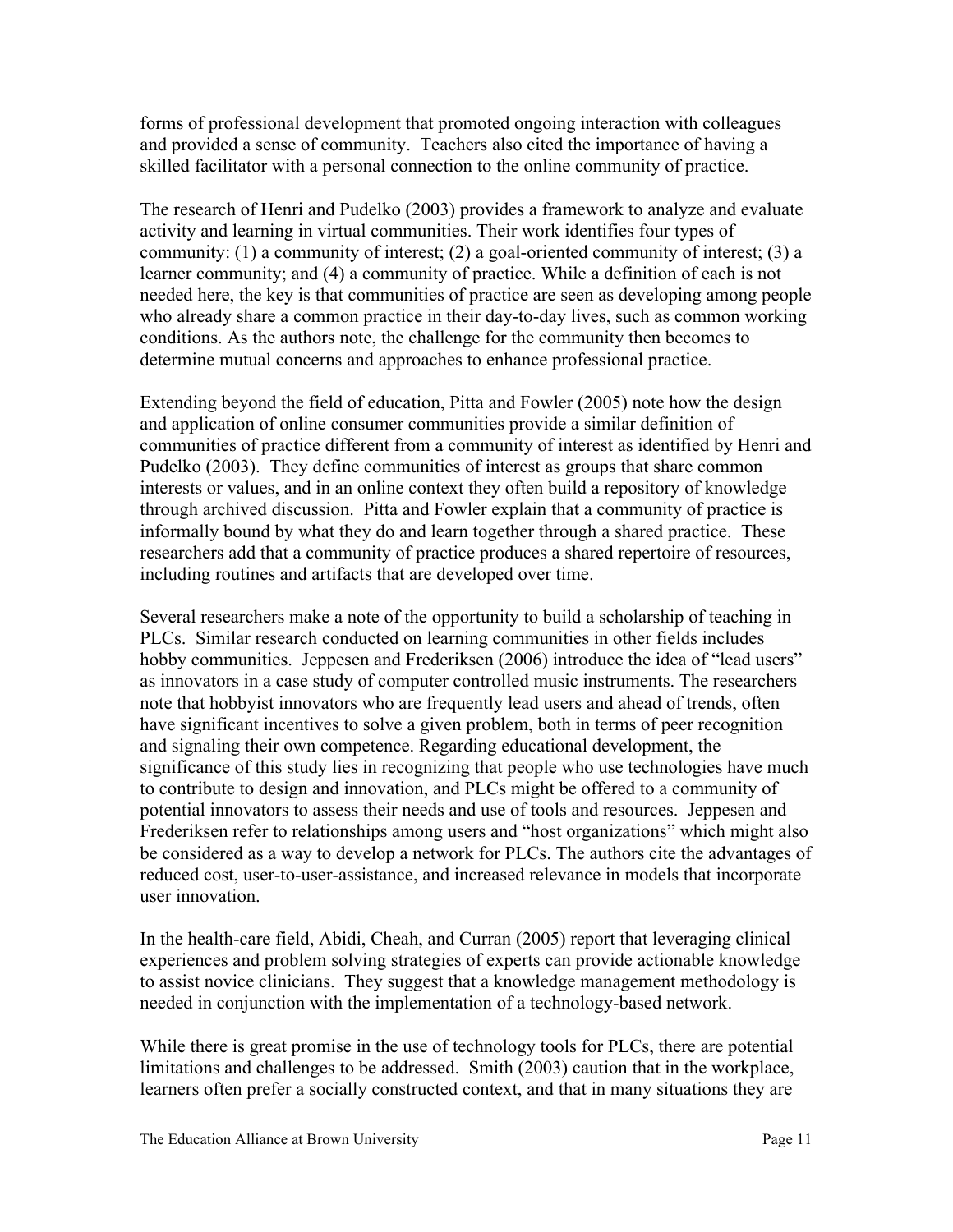forms of professional development that promoted ongoing interaction with colleagues and provided a sense of community. Teachers also cited the importance of having a skilled facilitator with a personal connection to the online community of practice.

The research of Henri and Pudelko (2003) provides a framework to analyze and evaluate activity and learning in virtual communities. Their work identifies four types of community: (1) a community of interest; (2) a goal-oriented community of interest; (3) a learner community; and (4) a community of practice. While a definition of each is not needed here, the key is that communities of practice are seen as developing among people who already share a common practice in their day-to-day lives, such as common working conditions. As the authors note, the challenge for the community then becomes to determine mutual concerns and approaches to enhance professional practice.

Extending beyond the field of education, Pitta and Fowler (2005) note how the design and application of online consumer communities provide a similar definition of communities of practice different from a community of interest as identified by Henri and Pudelko (2003). They define communities of interest as groups that share common interests or values, and in an online context they often build a repository of knowledge through archived discussion. Pitta and Fowler explain that a community of practice is informally bound by what they do and learn together through a shared practice. These researchers add that a community of practice produces a shared repertoire of resources, including routines and artifacts that are developed over time.

Several researchers make a note of the opportunity to build a scholarship of teaching in PLCs. Similar research conducted on learning communities in other fields includes hobby communities. Jeppesen and Frederiksen (2006) introduce the idea of "lead users" as innovators in a case study of computer controlled music instruments. The researchers note that hobbyist innovators who are frequently lead users and ahead of trends, often have significant incentives to solve a given problem, both in terms of peer recognition and signaling their own competence. Regarding educational development, the significance of this study lies in recognizing that people who use technologies have much to contribute to design and innovation, and PLCs might be offered to a community of potential innovators to assess their needs and use of tools and resources. Jeppesen and Frederiksen refer to relationships among users and "host organizations" which might also be considered as a way to develop a network for PLCs. The authors cite the advantages of reduced cost, user-to-user-assistance, and increased relevance in models that incorporate user innovation.

In the health-care field, Abidi, Cheah, and Curran (2005) report that leveraging clinical experiences and problem solving strategies of experts can provide actionable knowledge to assist novice clinicians. They suggest that a knowledge management methodology is needed in conjunction with the implementation of a technology-based network.

While there is great promise in the use of technology tools for PLCs, there are potential limitations and challenges to be addressed. Smith (2003) caution that in the workplace, learners often prefer a socially constructed context, and that in many situations they are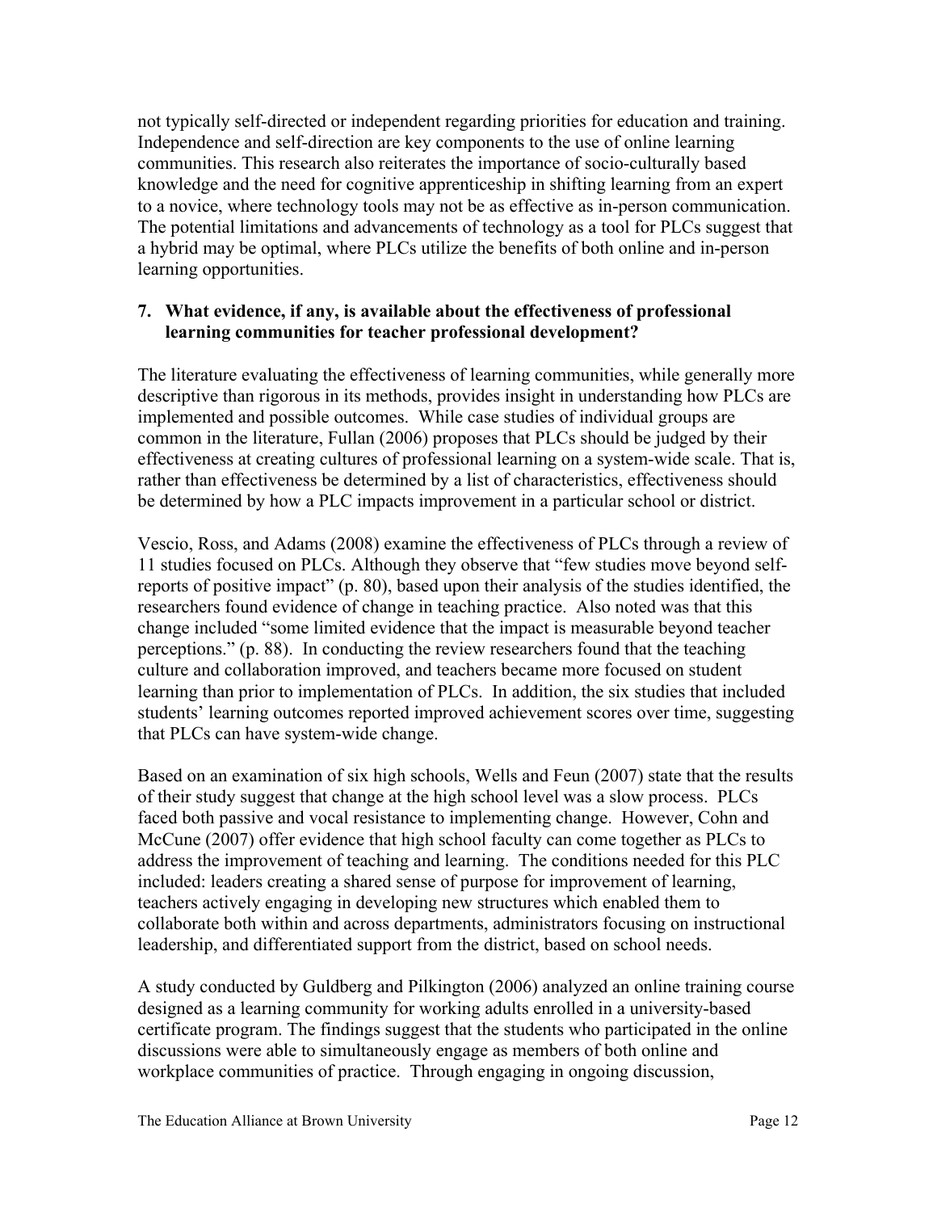not typically self-directed or independent regarding priorities for education and training. Independence and self-direction are key components to the use of online learning communities. This research also reiterates the importance of socio-culturally based knowledge and the need for cognitive apprenticeship in shifting learning from an expert to a novice, where technology tools may not be as effective as in-person communication. The potential limitations and advancements of technology as a tool for PLCs suggest that a hybrid may be optimal, where PLCs utilize the benefits of both online and in-person learning opportunities.

**7. What evidence, if any, is available about the effectiveness of professional learning communities for teacher professional development?**

The literature evaluating the effectiveness of learning communities, while generally more descriptive than rigorous in its methods, provides insight in understanding how PLCs are implemented and possible outcomes. While case studies of individual groups are common in the literature, Fullan (2006) proposes that PLCs should be judged by their effectiveness at creating cultures of professional learning on a system-wide scale. That is, rather than effectiveness be determined by a list of characteristics, effectiveness should be determined by how a PLC impacts improvement in a particular school or district.

Vescio, Ross, and Adams (2008) examine the effectiveness of PLCs through a review of 11 studies focused on PLCs. Although they observe that "few studies move beyond self-reports of positive impact" (p. 80), based upon their analysis of the studies identified, the researchers found evidence of change in teaching practice. Also noted was that this change included "some limited evidence that the impact is measurable beyond teacher perceptions." (p. 88). In conducting the review researchers found that the teaching culture and collaboration improved, and teachers became more focused on student learning than prior to implementation of PLCs. In addition, the six studies that included students' learning outcomes reported improved achievement scores over time, suggesting that PLCs can have system-wide change.

Based on an examination of six high schools, Wells and Feun (2007) state that the results of their study suggest that change at the high school level was a slow process. PLCs faced both passive and vocal resistance to implementing change. However, Cohn and McCune (2007) offer evidence that high school faculty can come together as PLCs to address the improvement of teaching and learning. The conditions needed for this PLC included: leaders creating a shared sense of purpose for improvement of learning, teachers actively engaging in developing new structures which enabled them to collaborate both within and across departments, administrators focusing on instructional leadership, and differentiated support from the district, based on school needs.

A study conducted by Guldberg and Pilkington (2006) analyzed an online training course designed as a learning community for working adults enrolled in a university-based certificate program. The findings suggest that the students who participated in the online discussions were able to simultaneously engage as members of both online and workplace communities of practice. Through engaging in ongoing discussion,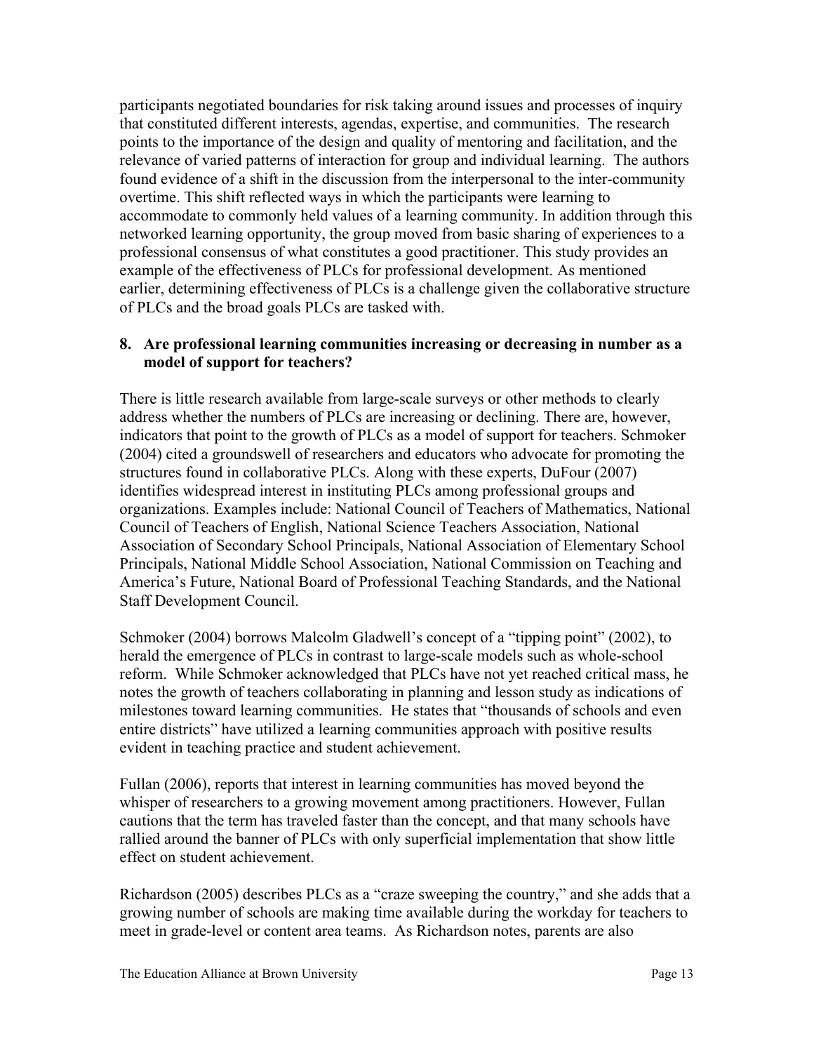participants negotiated boundaries for risk taking around issues and processes of inquiry that constituted different interests, agendas, expertise, and communities. The research points to the importance of the design and quality of mentoring and facilitation, and the relevance of varied patterns of interaction for group and individual learning. The authors found evidence of a shift in the discussion from the interpersonal to the inter-community overtime. This shift reflected ways in which the participants were learning to accommodate to commonly held values of a learning community. In addition through this networked learning opportunity, the group moved from basic sharing of experiences to a professional consensus of what constitutes a good practitioner. This study provides an example of the effectiveness of PLCs for professional development. As mentioned earlier, determining effectiveness of PLCs is a challenge given the collaborative structure of PLCs and the broad goals PLCs are tasked with.

### 8. Are professional learning communities increasing or decreasing in number as a model of support for teachers?

There is little research available from large-scale surveys or other methods to clearly address whether the numbers of PLCs are increasing or declining. There are, however, indicators that point to the growth of PLCs as a model of support for teachers. Schmoker (2004) cited a groundswell of researchers and educators who advocate for promoting the structures found in collaborative PLCs. Along with these experts, DuFour (2007) identifies widespread interest in instituting PLCs among professional groups and organizations. Examples include: National Council of Teachers of Mathematics, National Council of Teachers of English, National Science Teachers Association, National Association of Secondary School Principals, National Association of Elementary School Principals, National Middle School Association, National Commission on Teaching and America's Future, National Board of Professional Teaching Standards, and the National Staff Development Council.

Schmoker (2004) borrows Malcolm Gladwell's concept of a "tipping point" (2002), to herald the emergence of PLCs in contrast to large-scale models such as whole-school reform. While Schmoker acknowledged that PLCs have not yet reached critical mass, he notes the growth of teachers collaborating in planning and lesson study as indications of milestones toward learning communities. He states that "thousands of schools and even entire districts" have utilized a learning communities approach with positive results evident in teaching practice and student achievement.

Fullan (2006), reports that interest in learning communities has moved beyond the whisper of researchers to a growing movement among practitioners. However, Fullan cautions that the term has traveled faster than the concept, and that many schools have rallied around the banner of PLCs with only superficial implementation that show little effect on student achievement.

Richardson (2005) describes PLCs as a "craze sweeping the country," and she adds that a growing number of schools are making time available during the workday for teachers to meet in grade-level or content area teams. As Richardson notes, parents are also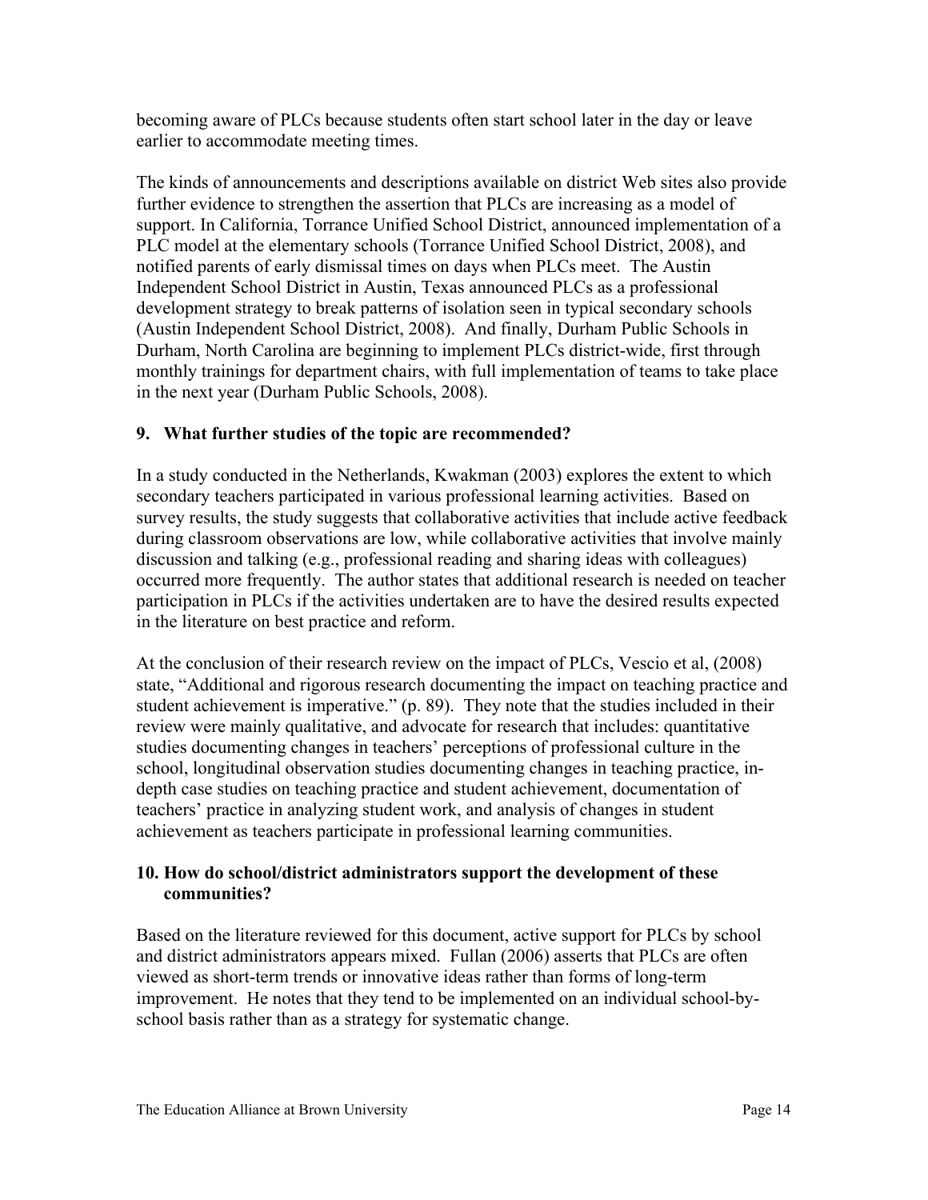becoming aware of PLCs because students often start school later in the day or leave earlier to accommodate meeting times.

The kinds of announcements and descriptions available on district Web sites also provide further evidence to strengthen the assertion that PLCs are increasing as a model of support. In California, Torrance Unified School District, announced implementation of a PLC model at the elementary schools (Torrance Unified School District, 2008), and notified parents of early dismissal times on days when PLCs meet. The Austin Independent School District in Austin, Texas announced PLCs as a professional development strategy to break patterns of isolation seen in typical secondary schools (Austin Independent School District, 2008). And finally, Durham Public Schools in Durham, North Carolina are beginning to implement PLCs district-wide, first through monthly trainings for department chairs, with full implementation of teams to take place in the next year (Durham Public Schools, 2008).

### 9. What further studies of the topic are recommended?

In a study conducted in the Netherlands, Kwakman (2003) explores the extent to which secondary teachers participated in various professional learning activities. Based on survey results, the study suggests that collaborative activities that include active feedback during classroom observations are low, while collaborative activities that involve mainly discussion and talking (e.g., professional reading and sharing ideas with colleagues) occurred more frequently. The author states that additional research is needed on teacher participation in PLCs if the activities undertaken are to have the desired results expected in the literature on best practice and reform.

At the conclusion of their research review on the impact of PLCs, Vescio et al, (2008) state, "Additional and rigorous research documenting the impact on teaching practice and student achievement is imperative." (p. 89). They note that the studies included in their review were mainly qualitative, and advocate for research that includes: quantitative studies documenting changes in teachers' perceptions of professional culture in the school, longitudinal observation studies documenting changes in teaching practice, in-depth case studies on teaching practice and student achievement, documentation of teachers' practice in analyzing student work, and analysis of changes in student achievement as teachers participate in professional learning communities.

### 10. How do school/district administrators support the development of these communities?

Based on the literature reviewed for this document, active support for PLCs by school and district administrators appears mixed. Fullan (2006) asserts that PLCs are often viewed as short-term trends or innovative ideas rather than forms of long-term improvement. He notes that they tend to be implemented on an individual school-by-school basis rather than as a strategy for systematic change.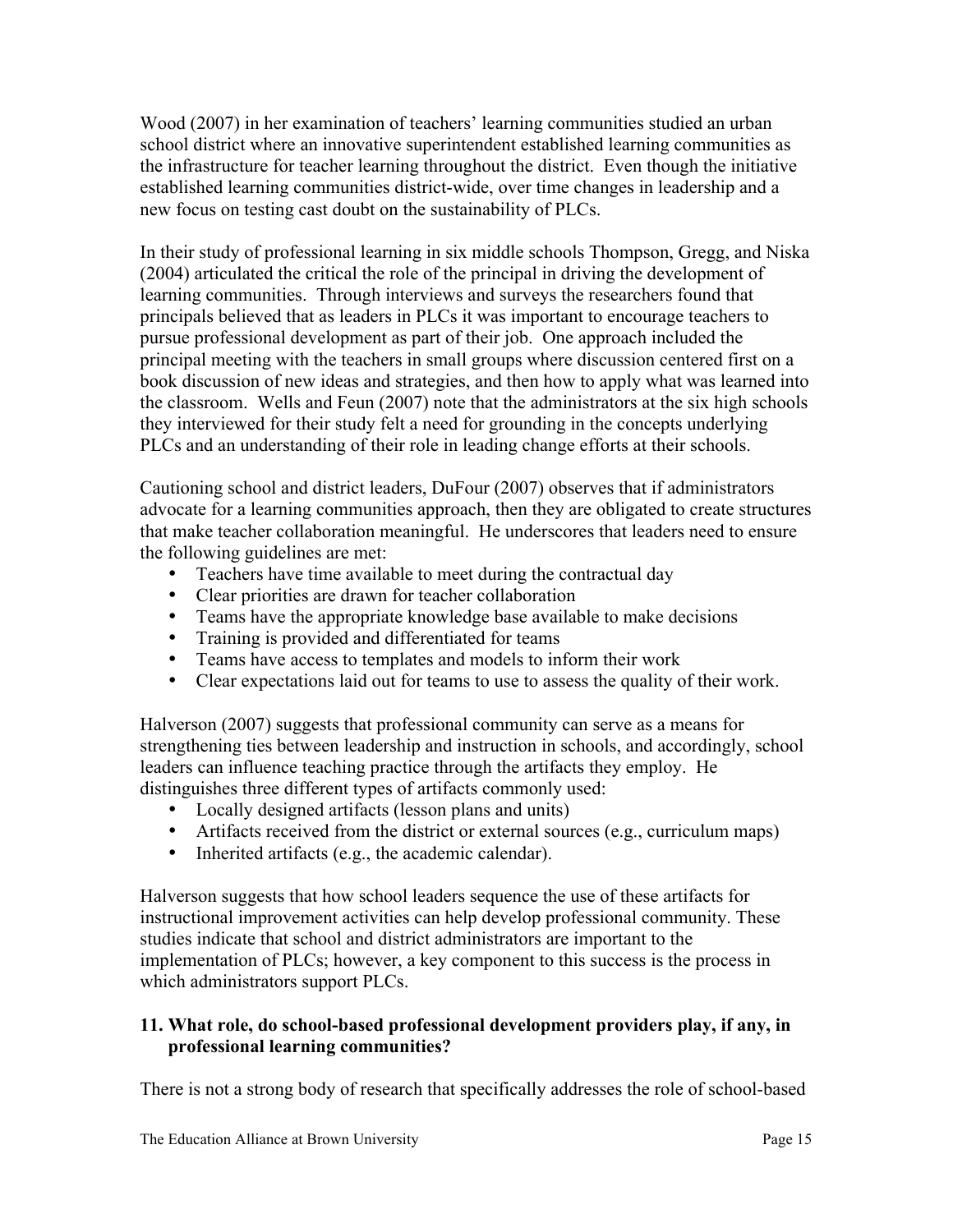Wood (2007) in her examination of teachers' learning communities studied an urban school district where an innovative superintendent established learning communities as the infrastructure for teacher learning throughout the district. Even though the initiative established learning communities district-wide, over time changes in leadership and a new focus on testing cast doubt on the sustainability of PLCs.

In their study of professional learning in six middle schools Thompson, Gregg, and Niska (2004) articulated the critical the role of the principal in driving the development of learning communities. Through interviews and surveys the researchers found that principals believed that as leaders in PLCs it was important to encourage teachers to pursue professional development as part of their job. One approach included the principal meeting with the teachers in small groups where discussion centered first on a book discussion of new ideas and strategies, and then how to apply what was learned into the classroom. Wells and Feun (2007) note that the administrators at the six high schools they interviewed for their study felt a need for grounding in the concepts underlying PLCs and an understanding of their role in leading change efforts at their schools.

Cautioning school and district leaders, DuFour (2007) observes that if administrators advocate for a learning communities approach, then they are obligated to create structures that make teacher collaboration meaningful. He underscores that leaders need to ensure the following guidelines are met:

- Teachers have time available to meet during the contractual day
- Clear priorities are drawn for teacher collaboration
- Teams have the appropriate knowledge base available to make decisions
- Training is provided and differentiated for teams
- Teams have access to templates and models to inform their work
- Clear expectations laid out for teams to use to assess the quality of their work.

Halverson (2007) suggests that professional community can serve as a means for strengthening ties between leadership and instruction in schools, and accordingly, school leaders can influence teaching practice through the artifacts they employ. He distinguishes three different types of artifacts commonly used:

- Locally designed artifacts (lesson plans and units)
- Artifacts received from the district or external sources (e.g., curriculum maps)
- Inherited artifacts (e.g., the academic calendar).

Halverson suggests that how school leaders sequence the use of these artifacts for instructional improvement activities can help develop professional community. These studies indicate that school and district administrators are important to the implementation of PLCs; however, a key component to this success is the process in which administrators support PLCs.

**11. What role, do school-based professional development providers play, if any, in professional learning communities?**

There is not a strong body of research that specifically addresses the role of school-based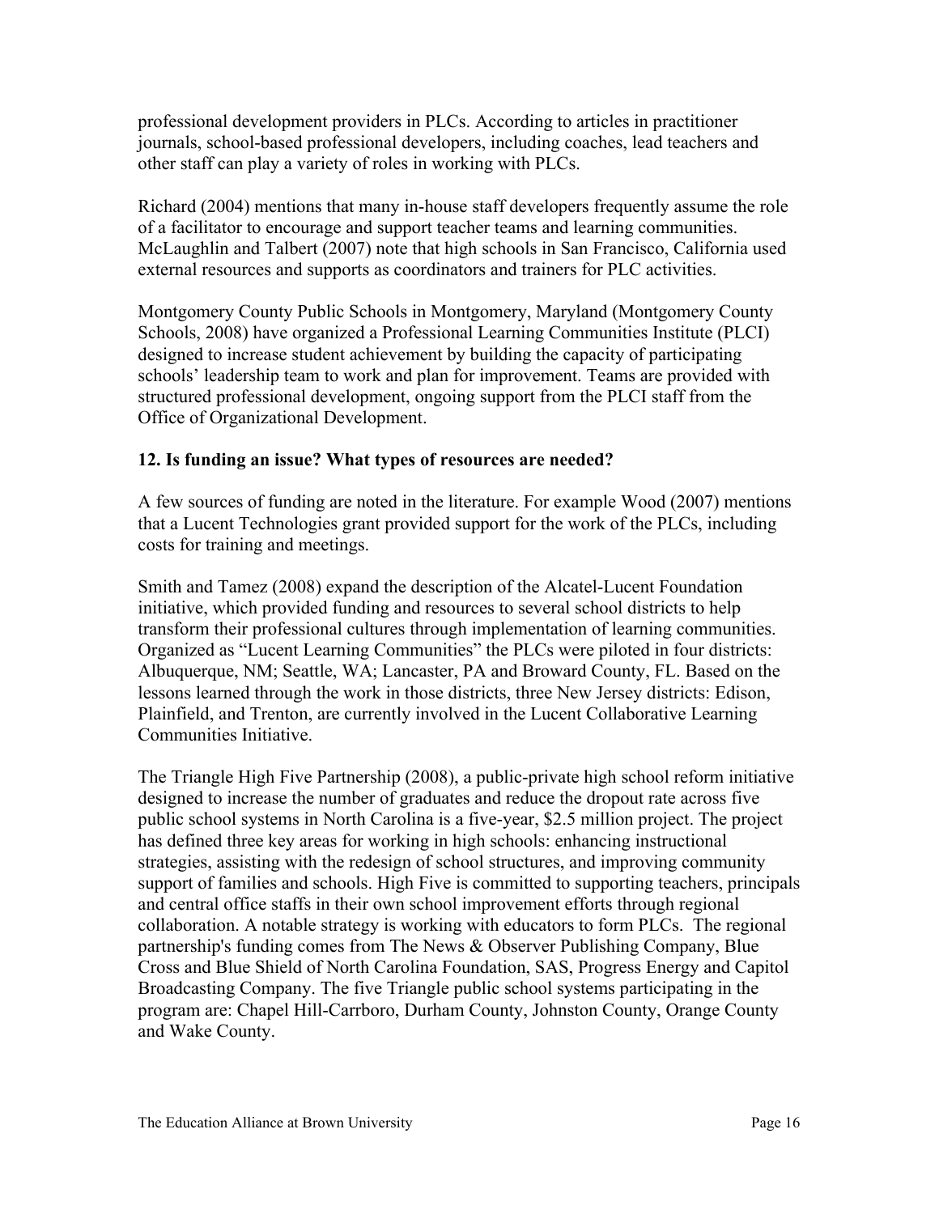professional development providers in PLCs. According to articles in practitioner journals, school-based professional developers, including coaches, lead teachers and other staff can play a variety of roles in working with PLCs.

Richard (2004) mentions that many in-house staff developers frequently assume the role of a facilitator to encourage and support teacher teams and learning communities. McLaughlin and Talbert (2007) note that high schools in San Francisco, California used external resources and supports as coordinators and trainers for PLC activities.

Montgomery County Public Schools in Montgomery, Maryland (Montgomery County Schools, 2008) have organized a Professional Learning Communities Institute (PLCI) designed to increase student achievement by building the capacity of participating schools' leadership team to work and plan for improvement. Teams are provided with structured professional development, ongoing support from the PLCI staff from the Office of Organizational Development.

### 12. Is funding an issue? What types of resources are needed?

A few sources of funding are noted in the literature. For example Wood (2007) mentions that a Lucent Technologies grant provided support for the work of the PLCs, including costs for training and meetings.

Smith and Tamez (2008) expand the description of the Alcatel-Lucent Foundation initiative, which provided funding and resources to several school districts to help transform their professional cultures through implementation of learning communities. Organized as "Lucent Learning Communities" the PLCs were piloted in four districts: Albuquerque, NM; Seattle, WA; Lancaster, PA and Broward County, FL. Based on the lessons learned through the work in those districts, three New Jersey districts: Edison, Plainfield, and Trenton, are currently involved in the Lucent Collaborative Learning Communities Initiative.

The Triangle High Five Partnership (2008), a public-private high school reform initiative designed to increase the number of graduates and reduce the dropout rate across five public school systems in North Carolina is a five-year, $2.5 million project. The project has defined three key areas for working in high schools: enhancing instructional strategies, assisting with the redesign of school structures, and improving community support of families and schools. High Five is committed to supporting teachers, principals and central office staffs in their own school improvement efforts through regional collaboration. A notable strategy is working with educators to form PLCs. The regional partnership's funding comes from The News & Observer Publishing Company, Blue Cross and Blue Shield of North Carolina Foundation, SAS, Progress Energy and Capitol Broadcasting Company. The five Triangle public school systems participating in the program are: Chapel Hill-Carrboro, Durham County, Johnston County, Orange County and Wake County.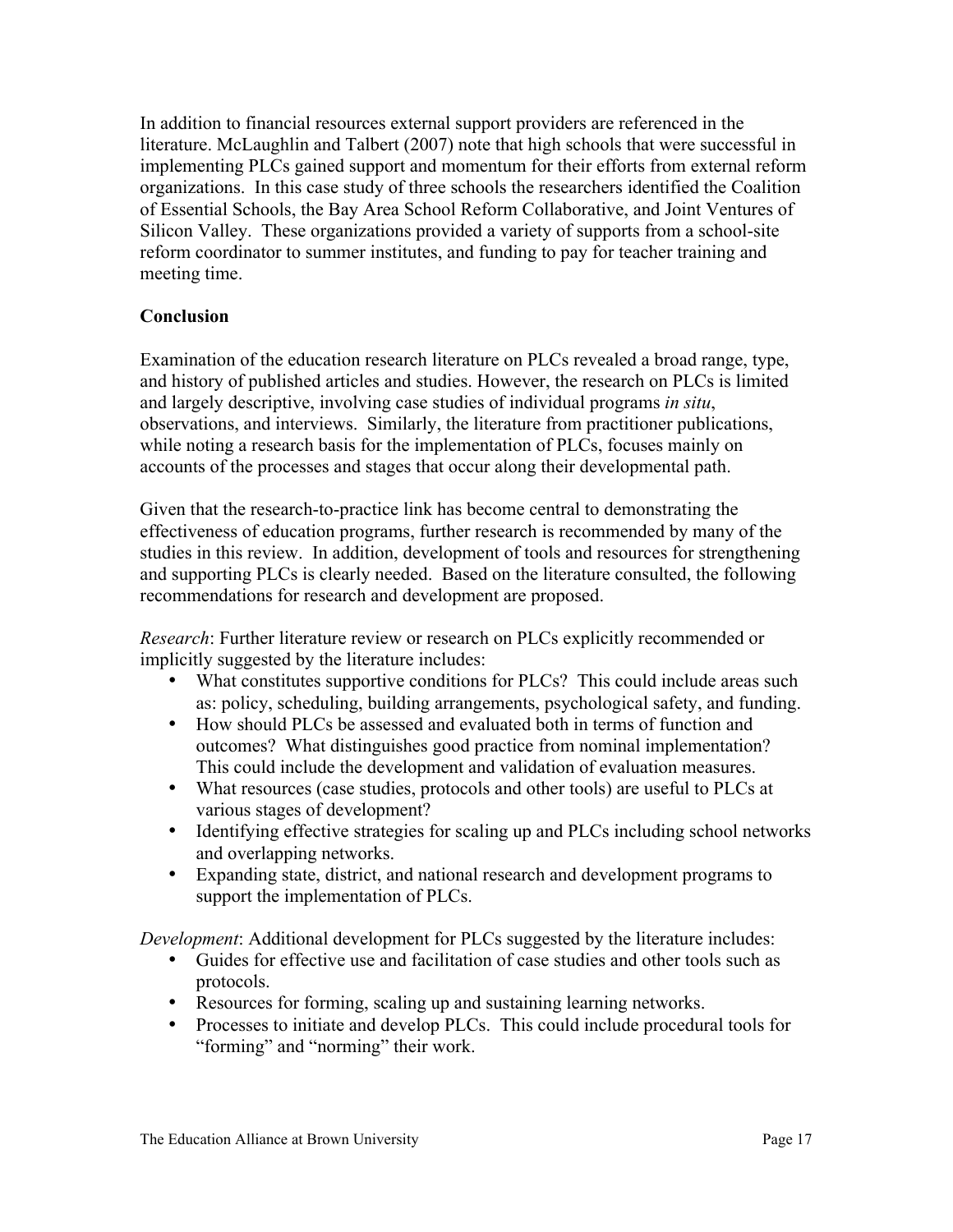In addition to financial resources external support providers are referenced in the literature. McLaughlin and Talbert (2007) note that high schools that were successful in implementing PLCs gained support and momentum for their efforts from external reform organizations. In this case study of three schools the researchers identified the Coalition of Essential Schools, the Bay Area School Reform Collaborative, and Joint Ventures of Silicon Valley. These organizations provided a variety of supports from a school-site reform coordinator to summer institutes, and funding to pay for teacher training and meeting time.

## Conclusion

Examination of the education research literature on PLCs revealed a broad range, type, and history of published articles and studies. However, the research on PLCs is limited and largely descriptive, involving case studies of individual programs *in situ*, observations, and interviews. Similarly, the literature from practitioner publications, while noting a research basis for the implementation of PLCs, focuses mainly on accounts of the processes and stages that occur along their developmental path.

Given that the research-to-practice link has become central to demonstrating the effectiveness of education programs, further research is recommended by many of the studies in this review. In addition, development of tools and resources for strengthening and supporting PLCs is clearly needed. Based on the literature consulted, the following recommendations for research and development are proposed.

*Research*: Further literature review or research on PLCs explicitly recommended or implicitly suggested by the literature includes:

- What constitutes supportive conditions for PLCs? This could include areas such as: policy, scheduling, building arrangements, psychological safety, and funding.
- How should PLCs be assessed and evaluated both in terms of function and outcomes? What distinguishes good practice from nominal implementation? This could include the development and validation of evaluation measures.
- What resources (case studies, protocols and other tools) are useful to PLCs at various stages of development?
- Identifying effective strategies for scaling up and PLCs including school networks and overlapping networks.
- Expanding state, district, and national research and development programs to support the implementation of PLCs.

*Development*: Additional development for PLCs suggested by the literature includes:

- Guides for effective use and facilitation of case studies and other tools such as protocols.
- Resources for forming, scaling up and sustaining learning networks.
- Processes to initiate and develop PLCs. This could include procedural tools for "forming" and "norming" their work.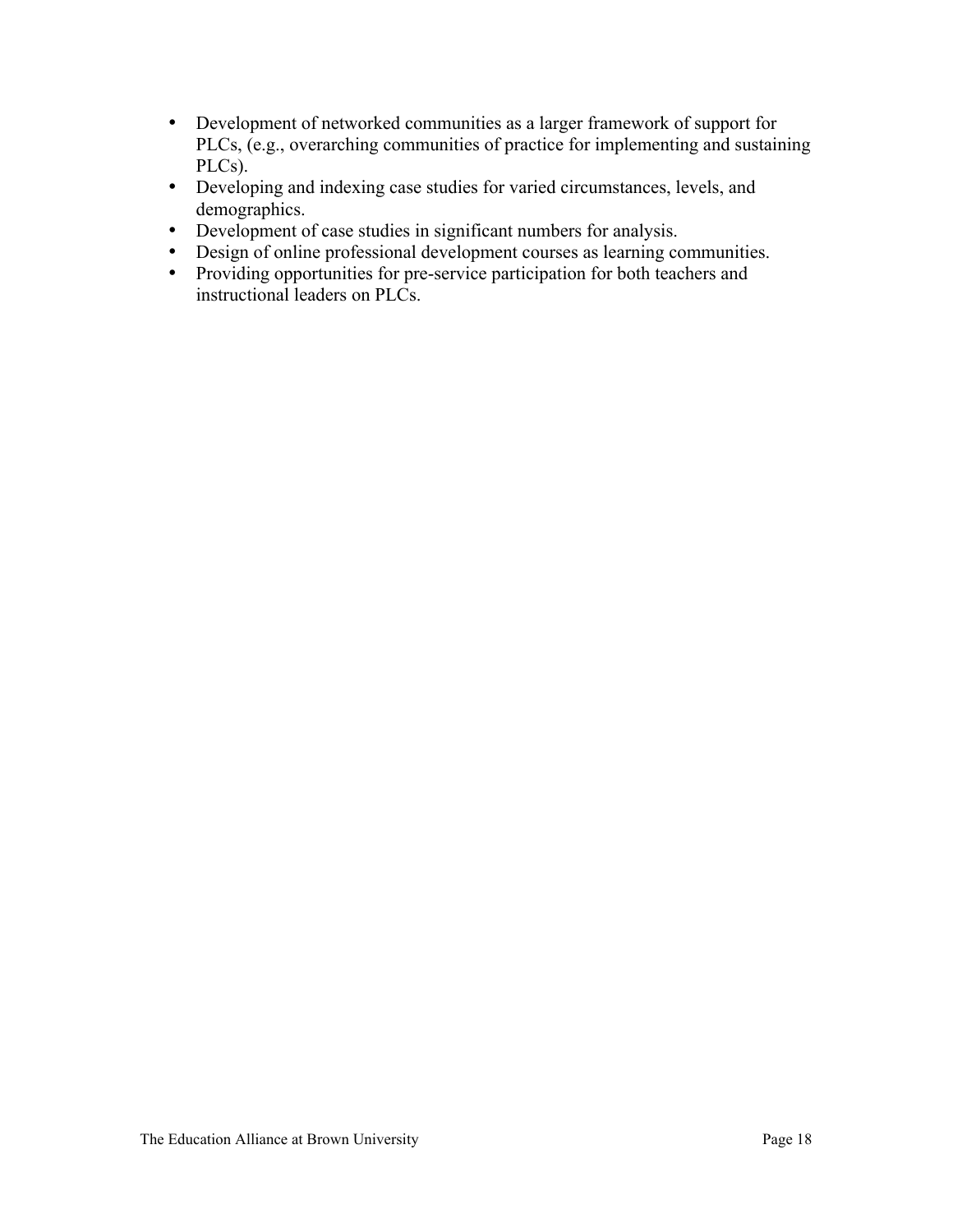- Development of networked communities as a larger framework of support for PLCs, (e.g., overarching communities of practice for implementing and sustaining PLCs).
- Developing and indexing case studies for varied circumstances, levels, and demographics.
- Development of case studies in significant numbers for analysis.
- Design of online professional development courses as learning communities.
- Providing opportunities for pre-service participation for both teachers and instructional leaders on PLCs.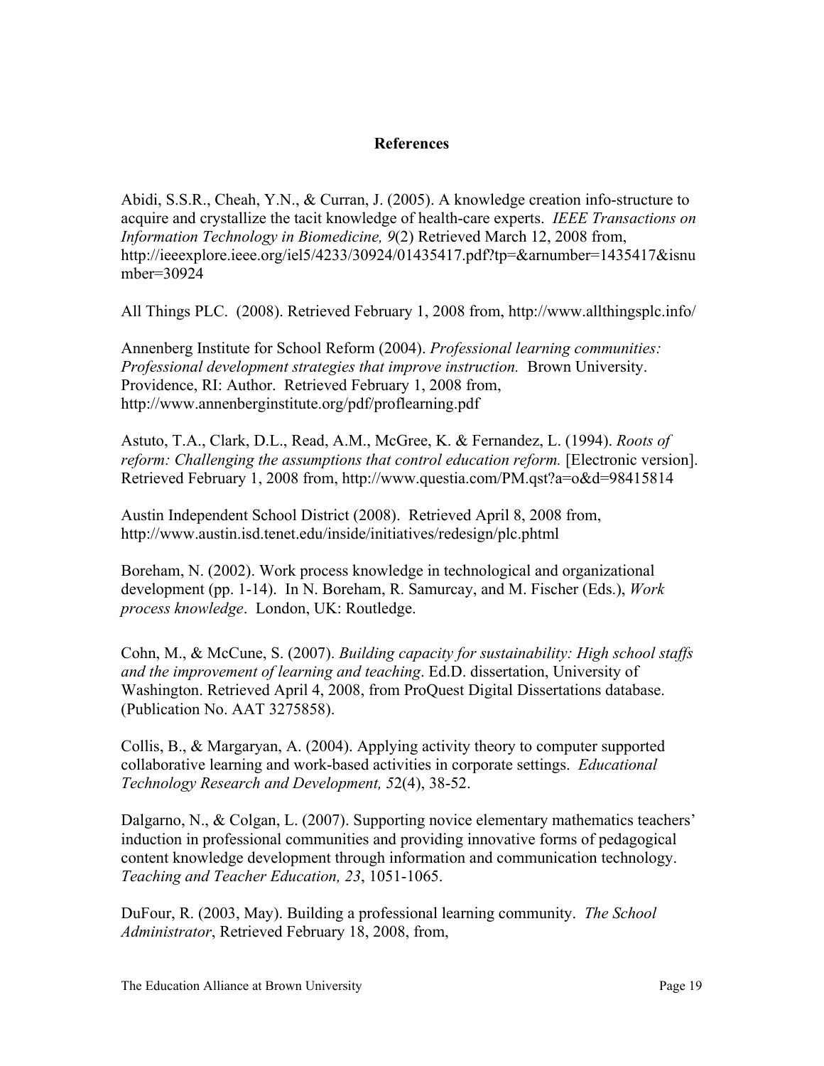## References

Abidi, S.S.R., Cheah, Y.N., & Curran, J. (2005). A knowledge creation info-structure to acquire and crystallize the tacit knowledge of health-care experts. *IEEE Transactions on Information Technology in Biomedicine, 9*(2) Retrieved March 12, 2008 from, http://ieeexplore.ieee.org/iel5/4233/30924/01435417.pdf?tp=&arnumber=1435417&isnumber=30924

All Things PLC. (2008). Retrieved February 1, 2008 from, http://www.allthingsplc.info/

Annenberg Institute for School Reform (2004). *Professional learning communities: Professional development strategies that improve instruction.* Brown University. Providence, RI: Author. Retrieved February 1, 2008 from, http://www.annenberginstitute.org/pdf/proflearning.pdf

Astuto, T.A., Clark, D.L., Read, A.M., McGree, K. & Fernandez, L. (1994). *Roots of reform: Challenging the assumptions that control education reform.* [Electronic version]. Retrieved February 1, 2008 from, http://www.questia.com/PM.qst?a=o&d=98415814

Austin Independent School District (2008). Retrieved April 8, 2008 from, http://www.austin.isd.tenet.edu/inside/initiatives/redesign/plc.phtml

Boreham, N. (2002). Work process knowledge in technological and organizational development (pp. 1-14). In N. Boreham, R. Samurcay, and M. Fischer (Eds.), *Work process knowledge*. London, UK: Routledge.

Cohn, M., & McCune, S. (2007). *Building capacity for sustainability: High school staffs and the improvement of learning and teaching*. Ed.D. dissertation, University of Washington. Retrieved April 4, 2008, from ProQuest Digital Dissertations database. (Publication No. AAT 3275858).

Collis, B., & Margaryan, A. (2004). Applying activity theory to computer supported collaborative learning and work-based activities in corporate settings. *Educational Technology Research and Development, 5*2(4), 38-52.

Dalgarno, N., & Colgan, L. (2007). Supporting novice elementary mathematics teachers' induction in professional communities and providing innovative forms of pedagogical content knowledge development through information and communication technology. *Teaching and Teacher Education, 23*, 1051-1065.

DuFour, R. (2003, May). Building a professional learning community. *The School Administrator*, Retrieved February 18, 2008, from,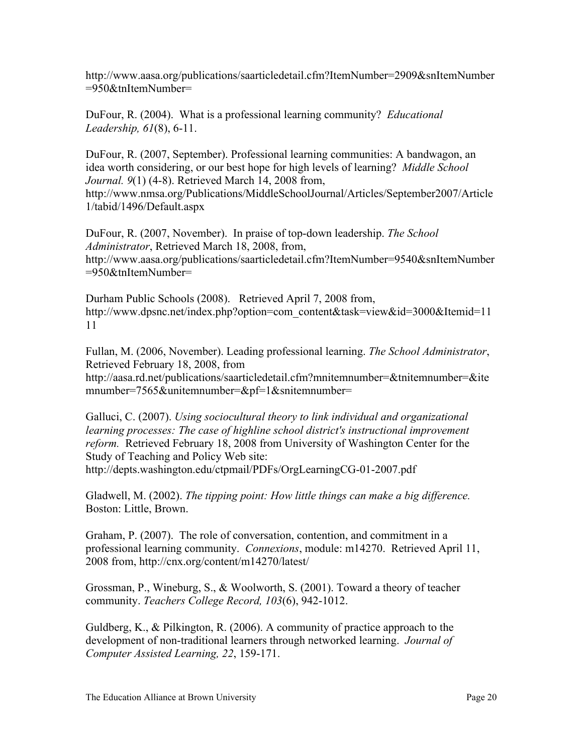http://www.aasa.org/publications/saarticledetail.cfm?ItemNumber=2909&snItemNumber=950&tnItemNumber=

DuFour, R. (2004). What is a professional learning community? *Educational Leadership, 61*(8), 6-11.

DuFour, R. (2007, September). Professional learning communities: A bandwagon, an idea worth considering, or our best hope for high levels of learning? *Middle School Journal. 9*(1) (4-8). Retrieved March 14, 2008 from, http://www.nmsa.org/Publications/MiddleSchoolJournal/Articles/September2007/Article1/tabid/1496/Default.aspx

DuFour, R. (2007, November). In praise of top-down leadership. *The School Administrator*, Retrieved March 18, 2008, from, http://www.aasa.org/publications/saarticledetail.cfm?ItemNumber=9540&snItemNumber=950&tnItemNumber=

Durham Public Schools (2008). Retrieved April 7, 2008 from, http://www.dpsnc.net/index.php?option=com_content&task=view&id=3000&Itemid=1111

Fullan, M. (2006, November). Leading professional learning. *The School Administrator*, Retrieved February 18, 2008, from http://aasa.rd.net/publications/saarticledetail.cfm?mnitemnumber=&tnitemnumber=&itemnumber=7565&unitemnumber=&pf=1&snitemnumber=

Galluci, C. (2007). *Using sociocultural theory to link individual and organizational learning processes: The case of highline school district's instructional improvement reform.* Retrieved February 18, 2008 from University of Washington Center for the Study of Teaching and Policy Web site: http://depts.washington.edu/ctpmail/PDFs/OrgLearningCG-01-2007.pdf

Gladwell, M. (2002). *The tipping point: How little things can make a big difference.* Boston: Little, Brown.

Graham, P. (2007). The role of conversation, contention, and commitment in a professional learning community. *Connexions*, module: m14270. Retrieved April 11, 2008 from, http://cnx.org/content/m14270/latest/

Grossman, P., Wineburg, S., & Woolworth, S. (2001). Toward a theory of teacher community. *Teachers College Record, 103*(6), 942-1012.

Guldberg, K., & Pilkington, R. (2006). A community of practice approach to the development of non-traditional learners through networked learning. *Journal of Computer Assisted Learning, 22*, 159-171.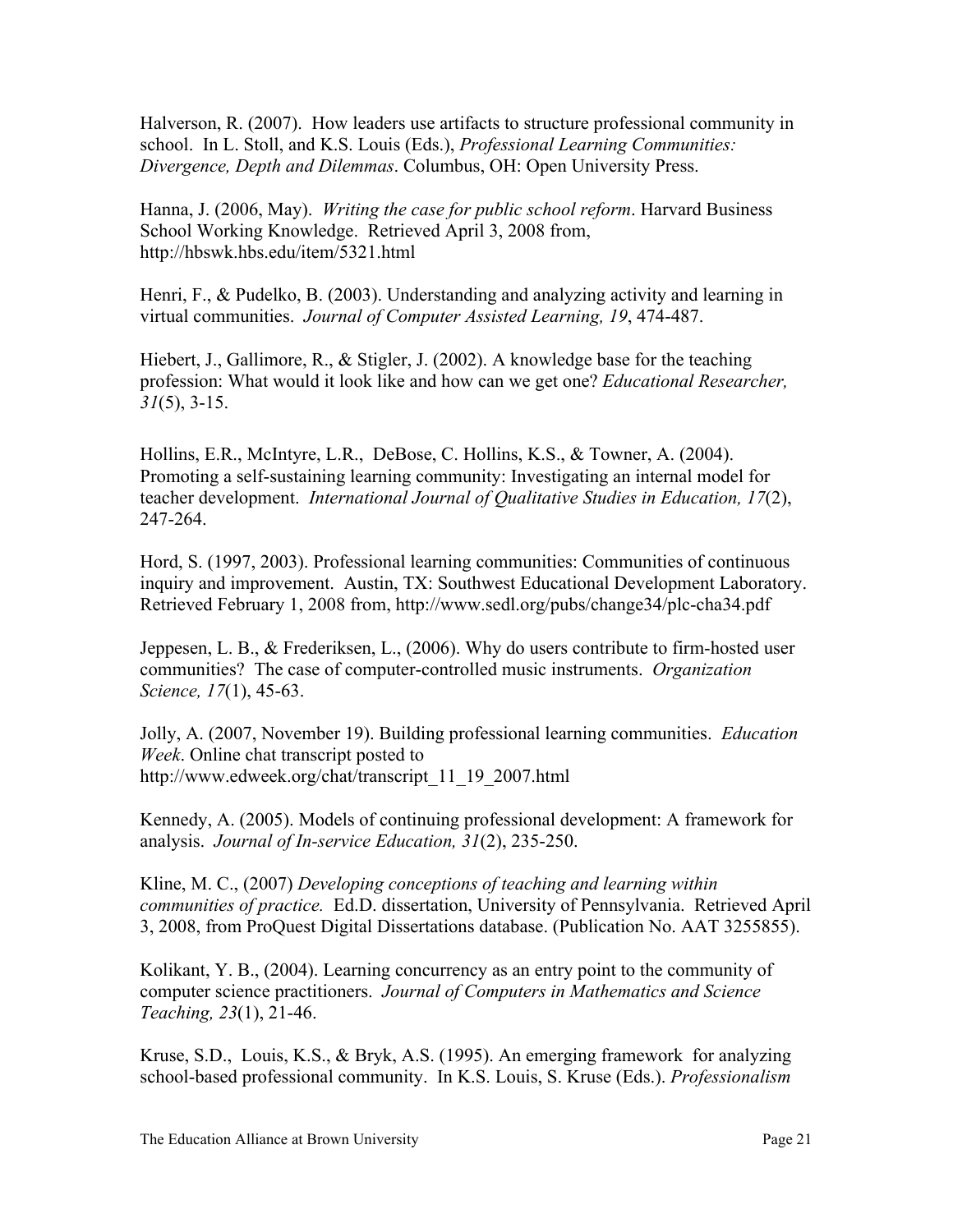Halverson, R. (2007). How leaders use artifacts to structure professional community in school. In L. Stoll, and K.S. Louis (Eds.), *Professional Learning Communities: Divergence, Depth and Dilemmas*. Columbus, OH: Open University Press.

Hanna, J. (2006, May). *Writing the case for public school reform*. Harvard Business School Working Knowledge. Retrieved April 3, 2008 from, http://hbswk.hbs.edu/item/5321.html

Henri, F., & Pudelko, B. (2003). Understanding and analyzing activity and learning in virtual communities. *Journal of Computer Assisted Learning, 19*, 474-487.

Hiebert, J., Gallimore, R., & Stigler, J. (2002). A knowledge base for the teaching profession: What would it look like and how can we get one? *Educational Researcher, 31*(5), 3-15.

Hollins, E.R., McIntyre, L.R., DeBose, C. Hollins, K.S., & Towner, A. (2004). Promoting a self-sustaining learning community: Investigating an internal model for teacher development. *International Journal of Qualitative Studies in Education, 17*(2), 247-264.

Hord, S. (1997, 2003). Professional learning communities: Communities of continuous inquiry and improvement. Austin, TX: Southwest Educational Development Laboratory. Retrieved February 1, 2008 from, http://www.sedl.org/pubs/change34/plc-cha34.pdf

Jeppesen, L. B., & Frederiksen, L., (2006). Why do users contribute to firm-hosted user communities? The case of computer-controlled music instruments. *Organization Science, 17*(1), 45-63.

Jolly, A. (2007, November 19). Building professional learning communities. *Education Week*. Online chat transcript posted to http://www.edweek.org/chat/transcript_11_19_2007.html

Kennedy, A. (2005). Models of continuing professional development: A framework for analysis. *Journal of In-service Education, 31*(2), 235-250.

Kline, M. C., (2007) *Developing conceptions of teaching and learning within communities of practice.* Ed.D. dissertation, University of Pennsylvania. Retrieved April 3, 2008, from ProQuest Digital Dissertations database. (Publication No. AAT 3255855).

Kolikant, Y. B., (2004). Learning concurrency as an entry point to the community of computer science practitioners. *Journal of Computers in Mathematics and Science Teaching, 23*(1), 21-46.

Kruse, S.D., Louis, K.S., & Bryk, A.S. (1995). An emerging framework for analyzing school-based professional community. In K.S. Louis, S. Kruse (Eds.). *Professionalism*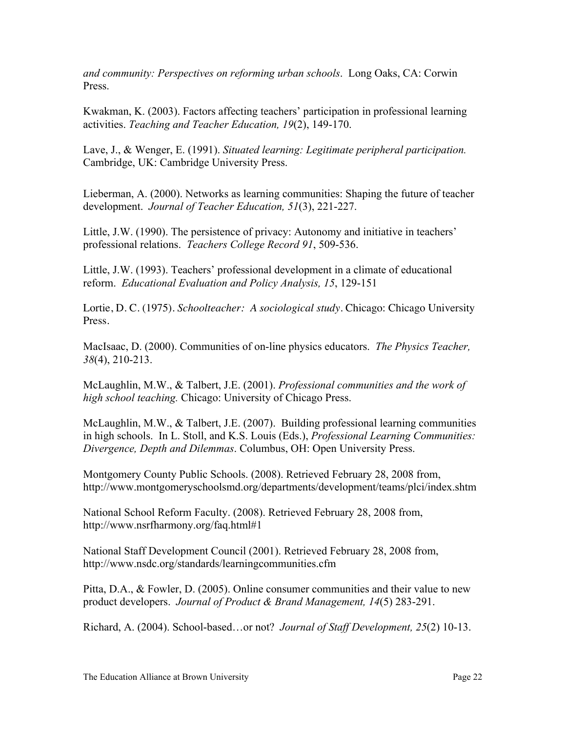*and community: Perspectives on reforming urban schools*. Long Oaks, CA: Corwin Press.

Kwakman, K. (2003). Factors affecting teachers' participation in professional learning activities. *Teaching and Teacher Education, 19*(2), 149-170.

Lave, J., & Wenger, E. (1991). *Situated learning: Legitimate peripheral participation.* Cambridge, UK: Cambridge University Press.

Lieberman, A. (2000). Networks as learning communities: Shaping the future of teacher development. *Journal of Teacher Education, 51*(3), 221-227.

Little, J.W. (1990). The persistence of privacy: Autonomy and initiative in teachers' professional relations. *Teachers College Record 91*, 509-536.

Little, J.W. (1993). Teachers' professional development in a climate of educational reform. *Educational Evaluation and Policy Analysis, 15*, 129-151

Lortie, D. C. (1975). *Schoolteacher: A sociological study*. Chicago: Chicago University Press.

MacIsaac, D. (2000). Communities of on-line physics educators. *The Physics Teacher, 38*(4), 210-213.

McLaughlin, M.W., & Talbert, J.E. (2001). *Professional communities and the work of high school teaching.* Chicago: University of Chicago Press.

McLaughlin, M.W., & Talbert, J.E. (2007). Building professional learning communities in high schools. In L. Stoll, and K.S. Louis (Eds.), *Professional Learning Communities: Divergence, Depth and Dilemmas*. Columbus, OH: Open University Press.

Montgomery County Public Schools. (2008). Retrieved February 28, 2008 from, http://www.montgomeryschoolsmd.org/departments/development/teams/plci/index.shtm

National School Reform Faculty. (2008). Retrieved February 28, 2008 from, http://www.nsrfharmony.org/faq.html#1

National Staff Development Council (2001). Retrieved February 28, 2008 from, http://www.nsdc.org/standards/learningcommunities.cfm

Pitta, D.A., & Fowler, D. (2005). Online consumer communities and their value to new product developers. *Journal of Product & Brand Management, 14*(5) 283-291.

Richard, A. (2004). School-based…or not? *Journal of Staff Development, 25*(2) 10-13.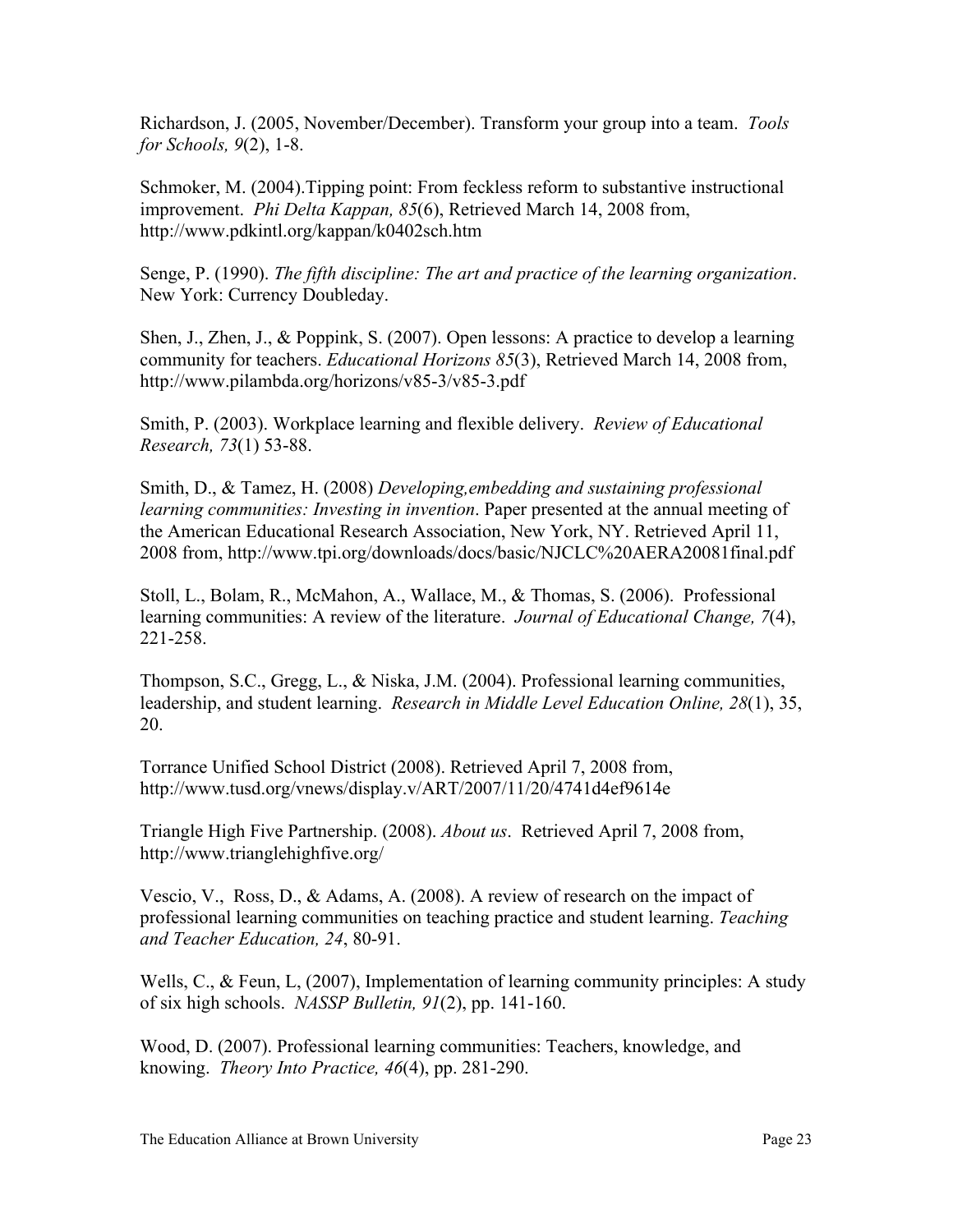Richardson, J. (2005, November/December). Transform your group into a team. *Tools for Schools, 9*(2), 1-8.

Schmoker, M. (2004).Tipping point: From feckless reform to substantive instructional improvement. *Phi Delta Kappan, 85*(6), Retrieved March 14, 2008 from, http://www.pdkintl.org/kappan/k0402sch.htm

Senge, P. (1990). *The fifth discipline: The art and practice of the learning organization*. New York: Currency Doubleday.

Shen, J., Zhen, J., & Poppink, S. (2007). Open lessons: A practice to develop a learning community for teachers. *Educational Horizons 85*(3), Retrieved March 14, 2008 from, http://www.pilambda.org/horizons/v85-3/v85-3.pdf

Smith, P. (2003). Workplace learning and flexible delivery. *Review of Educational Research, 73*(1) 53-88.

Smith, D., & Tamez, H. (2008) *Developing,embedding and sustaining professional learning communities: Investing in invention*. Paper presented at the annual meeting of the American Educational Research Association, New York, NY. Retrieved April 11, 2008 from, http://www.tpi.org/downloads/docs/basic/NJCLC%20AERA20081final.pdf

Stoll, L., Bolam, R., McMahon, A., Wallace, M., & Thomas, S. (2006). Professional learning communities: A review of the literature. *Journal of Educational Change, 7*(4), 221-258.

Thompson, S.C., Gregg, L., & Niska, J.M. (2004). Professional learning communities, leadership, and student learning. *Research in Middle Level Education Online, 28*(1), 35, 20.

Torrance Unified School District (2008). Retrieved April 7, 2008 from, http://www.tusd.org/vnews/display.v/ART/2007/11/20/4741d4ef9614e

Triangle High Five Partnership. (2008). *About us*. Retrieved April 7, 2008 from, http://www.trianglehighfive.org/

Vescio, V., Ross, D., & Adams, A. (2008). A review of research on the impact of professional learning communities on teaching practice and student learning. *Teaching and Teacher Education, 24*, 80-91.

Wells, C., & Feun, L, (2007), Implementation of learning community principles: A study of six high schools. *NASSP Bulletin, 91*(2), pp. 141-160.

Wood, D. (2007). Professional learning communities: Teachers, knowledge, and knowing. *Theory Into Practice, 46*(4), pp. 281-290.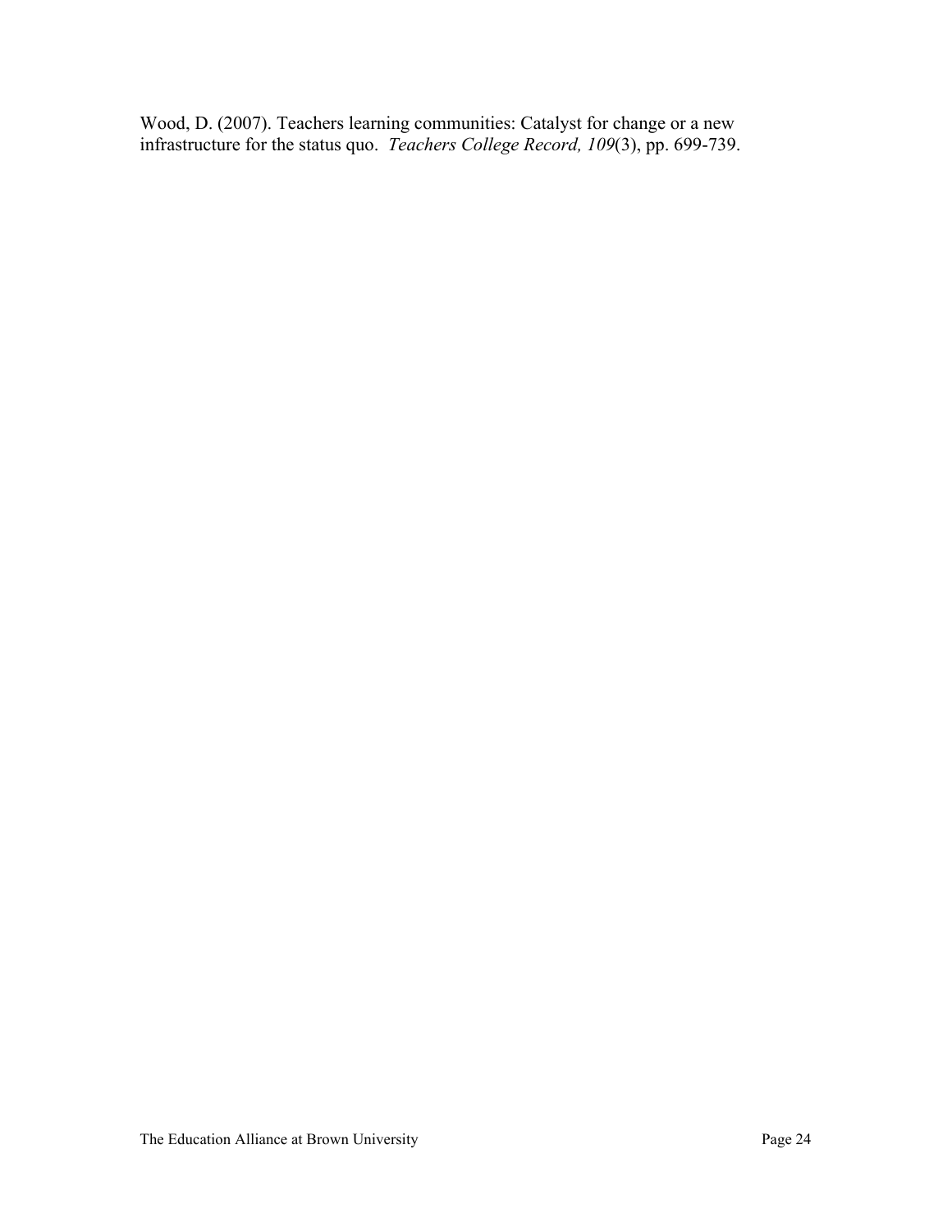Wood, D. (2007). Teachers learning communities: Catalyst for change or a new infrastructure for the status quo. *Teachers College Record, 109*(3), pp. 699-739.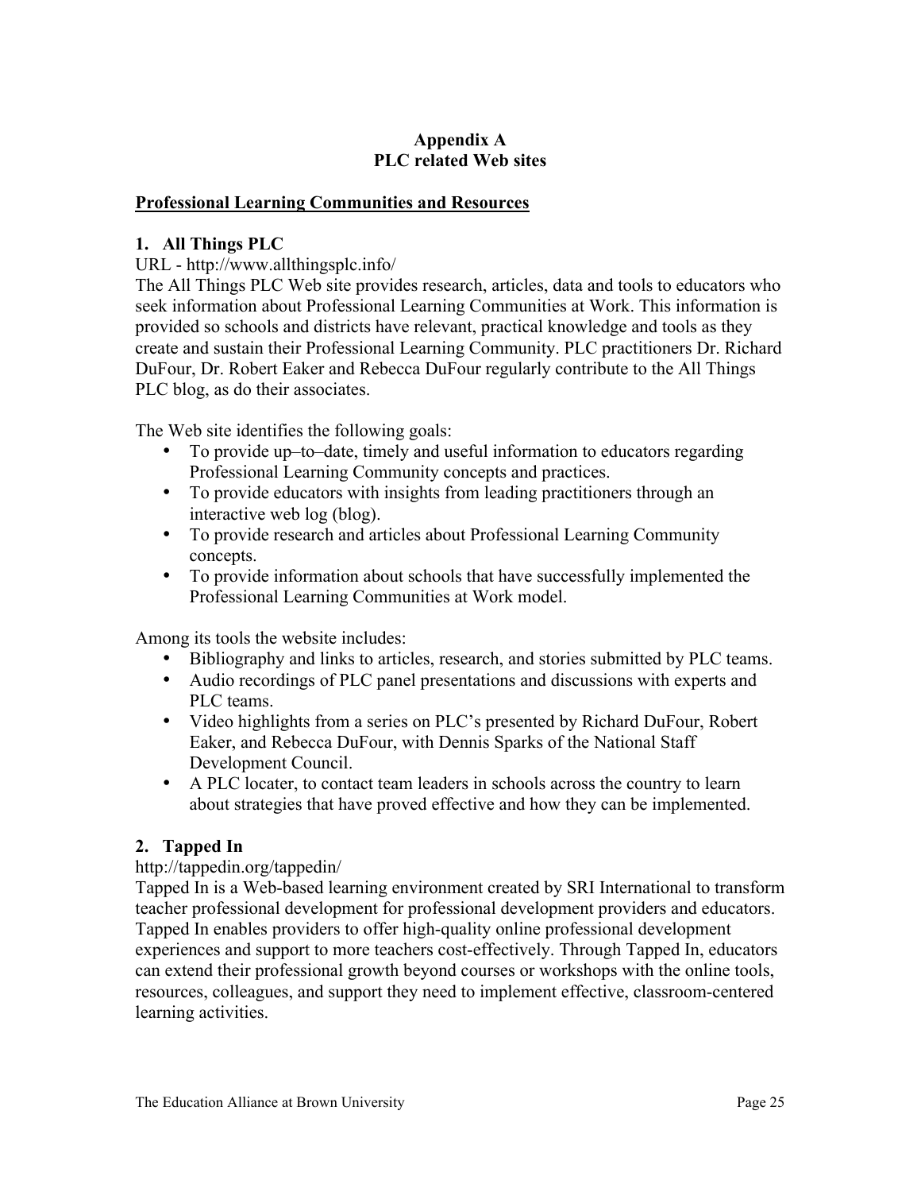# Appendix A
# PLC related Web sites

## Professional Learning Communities and Resources

### 1. All Things PLC

URL - http://www.allthingsplc.info/

The All Things PLC Web site provides research, articles, data and tools to educators who seek information about Professional Learning Communities at Work. This information is provided so schools and districts have relevant, practical knowledge and tools as they create and sustain their Professional Learning Community. PLC practitioners Dr. Richard DuFour, Dr. Robert Eaker and Rebecca DuFour regularly contribute to the All Things PLC blog, as do their associates.

The Web site identifies the following goals:

- To provide up–to–date, timely and useful information to educators regarding Professional Learning Community concepts and practices.
- To provide educators with insights from leading practitioners through an interactive web log (blog).
- To provide research and articles about Professional Learning Community concepts.
- To provide information about schools that have successfully implemented the Professional Learning Communities at Work model.

Among its tools the website includes:

- Bibliography and links to articles, research, and stories submitted by PLC teams.
- Audio recordings of PLC panel presentations and discussions with experts and PLC teams.
- Video highlights from a series on PLC's presented by Richard DuFour, Robert Eaker, and Rebecca DuFour, with Dennis Sparks of the National Staff Development Council.
- A PLC locater, to contact team leaders in schools across the country to learn about strategies that have proved effective and how they can be implemented.

### 2. Tapped In

http://tappedin.org/tappedin/

Tapped In is a Web-based learning environment created by SRI International to transform teacher professional development for professional development providers and educators. Tapped In enables providers to offer high-quality online professional development experiences and support to more teachers cost-effectively. Through Tapped In, educators can extend their professional growth beyond courses or workshops with the online tools, resources, colleagues, and support they need to implement effective, classroom-centered learning activities.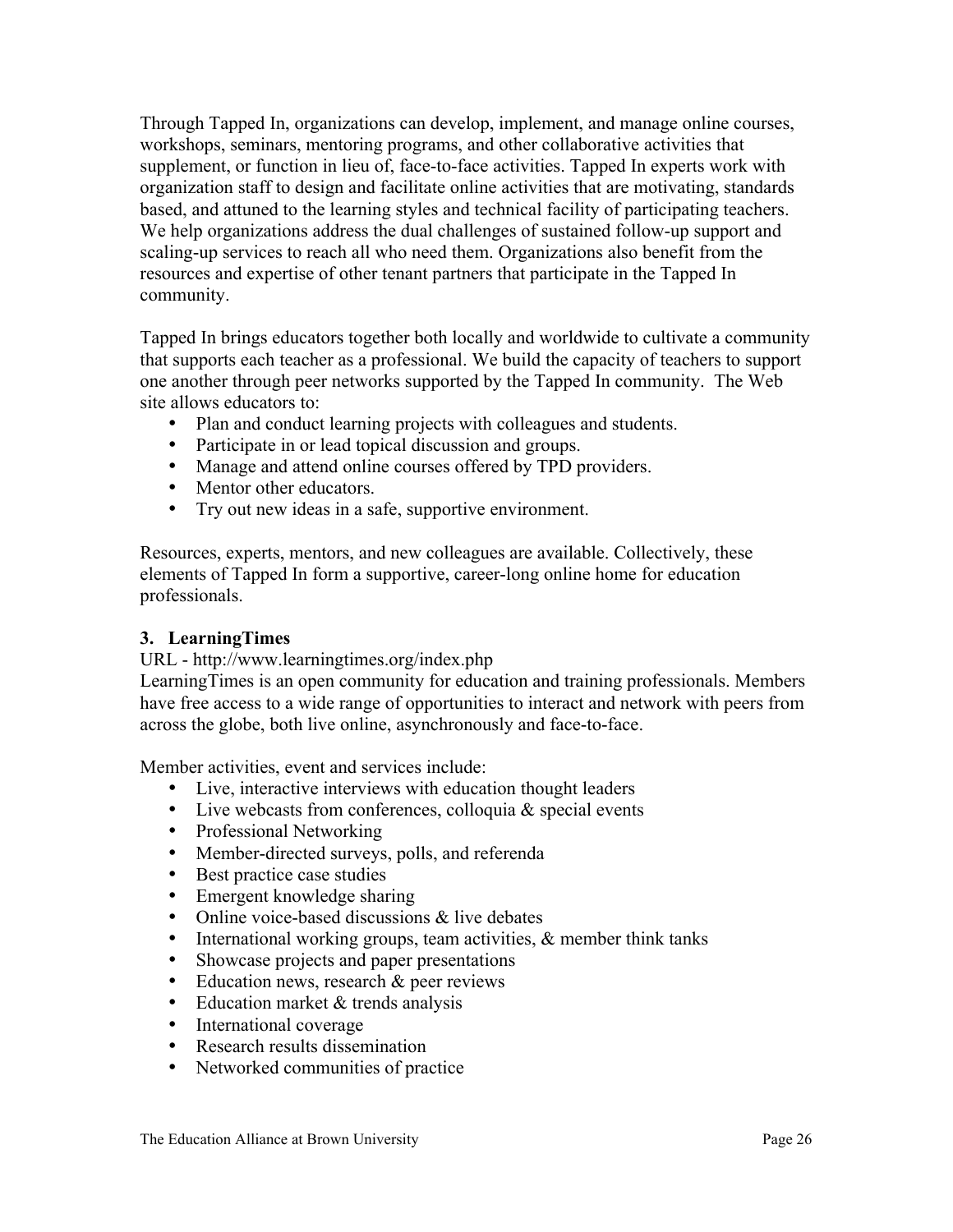Through Tapped In, organizations can develop, implement, and manage online courses, workshops, seminars, mentoring programs, and other collaborative activities that supplement, or function in lieu of, face-to-face activities. Tapped In experts work with organization staff to design and facilitate online activities that are motivating, standards based, and attuned to the learning styles and technical facility of participating teachers. We help organizations address the dual challenges of sustained follow-up support and scaling-up services to reach all who need them. Organizations also benefit from the resources and expertise of other tenant partners that participate in the Tapped In community.

Tapped In brings educators together both locally and worldwide to cultivate a community that supports each teacher as a professional. We build the capacity of teachers to support one another through peer networks supported by the Tapped In community. The Web site allows educators to:

- Plan and conduct learning projects with colleagues and students.
- Participate in or lead topical discussion and groups.
- Manage and attend online courses offered by TPD providers.
- Mentor other educators.
- Try out new ideas in a safe, supportive environment.

Resources, experts, mentors, and new colleagues are available. Collectively, these elements of Tapped In form a supportive, career-long online home for education professionals.

### 3. LearningTimes

URL - http://www.learningtimes.org/index.php

LearningTimes is an open community for education and training professionals. Members have free access to a wide range of opportunities to interact and network with peers from across the globe, both live online, asynchronously and face-to-face.

Member activities, event and services include:

- Live, interactive interviews with education thought leaders
- Live webcasts from conferences, colloquia & special events
- Professional Networking
- Member-directed surveys, polls, and referenda
- Best practice case studies
- Emergent knowledge sharing
- Online voice-based discussions & live debates
- International working groups, team activities, & member think tanks
- Showcase projects and paper presentations
- Education news, research & peer reviews
- Education market & trends analysis
- International coverage
- Research results dissemination
- Networked communities of practice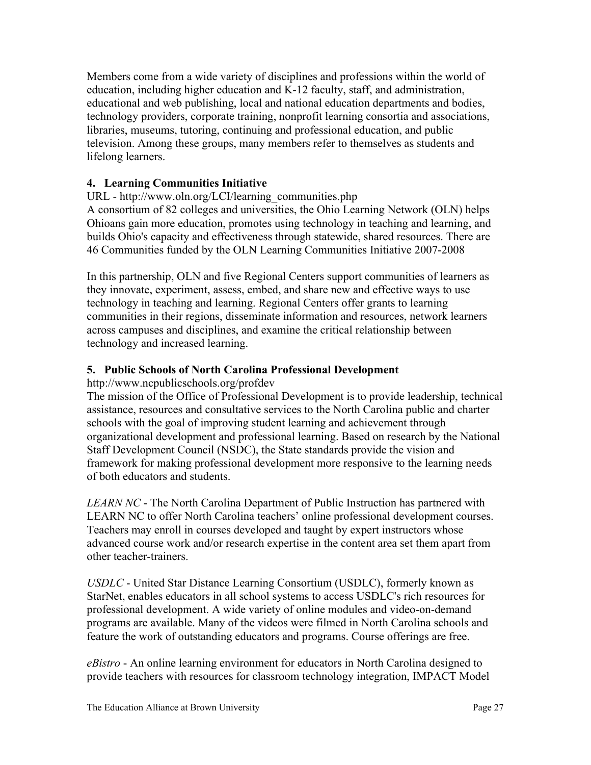Members come from a wide variety of disciplines and professions within the world of education, including higher education and K-12 faculty, staff, and administration, educational and web publishing, local and national education departments and bodies, technology providers, corporate training, nonprofit learning consortia and associations, libraries, museums, tutoring, continuing and professional education, and public television. Among these groups, many members refer to themselves as students and lifelong learners.

### 4. Learning Communities Initiative

URL - http://www.oln.org/LCI/learning_communities.php

A consortium of 82 colleges and universities, the Ohio Learning Network (OLN) helps Ohioans gain more education, promotes using technology in teaching and learning, and builds Ohio's capacity and effectiveness through statewide, shared resources. There are 46 Communities funded by the OLN Learning Communities Initiative 2007-2008

In this partnership, OLN and five Regional Centers support communities of learners as they innovate, experiment, assess, embed, and share new and effective ways to use technology in teaching and learning. Regional Centers offer grants to learning communities in their regions, disseminate information and resources, network learners across campuses and disciplines, and examine the critical relationship between technology and increased learning.

### 5. Public Schools of North Carolina Professional Development

http://www.ncpublicschools.org/profdev

The mission of the Office of Professional Development is to provide leadership, technical assistance, resources and consultative services to the North Carolina public and charter schools with the goal of improving student learning and achievement through organizational development and professional learning. Based on research by the National Staff Development Council (NSDC), the State standards provide the vision and framework for making professional development more responsive to the learning needs of both educators and students.

*LEARN NC* - The North Carolina Department of Public Instruction has partnered with LEARN NC to offer North Carolina teachers' online professional development courses. Teachers may enroll in courses developed and taught by expert instructors whose advanced course work and/or research expertise in the content area set them apart from other teacher-trainers.

*USDLC* - United Star Distance Learning Consortium (USDLC), formerly known as StarNet, enables educators in all school systems to access USDLC's rich resources for professional development. A wide variety of online modules and video-on-demand programs are available. Many of the videos were filmed in North Carolina schools and feature the work of outstanding educators and programs. Course offerings are free.

*eBistro* - An online learning environment for educators in North Carolina designed to provide teachers with resources for classroom technology integration, IMPACT Model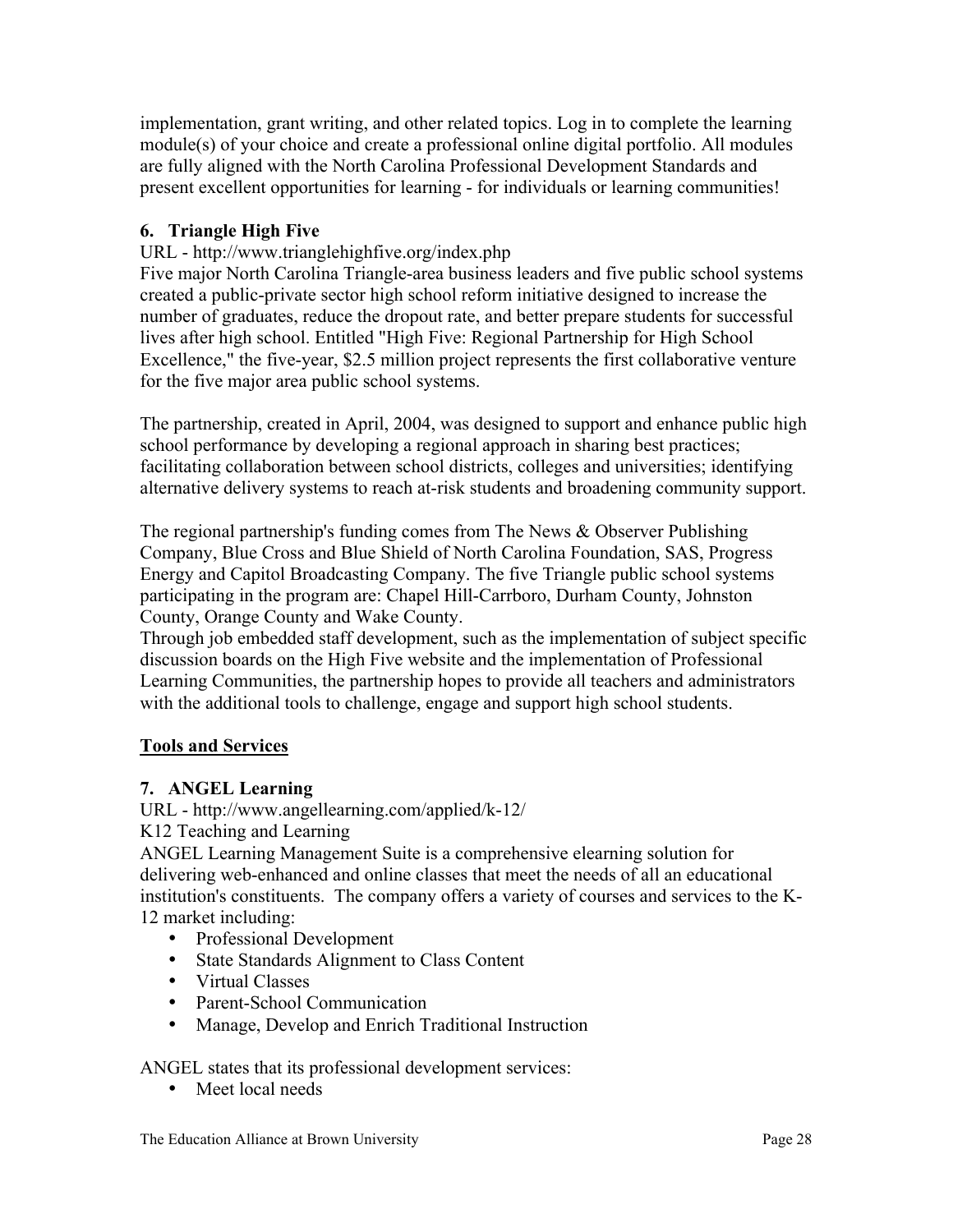implementation, grant writing, and other related topics. Log in to complete the learning module(s) of your choice and create a professional online digital portfolio. All modules are fully aligned with the North Carolina Professional Development Standards and present excellent opportunities for learning - for individuals or learning communities!

### 6. Triangle High Five

URL - http://www.trianglehighfive.org/index.php

Five major North Carolina Triangle-area business leaders and five public school systems created a public-private sector high school reform initiative designed to increase the number of graduates, reduce the dropout rate, and better prepare students for successful lives after high school. Entitled "High Five: Regional Partnership for High School Excellence," the five-year, $2.5 million project represents the first collaborative venture for the five major area public school systems.

The partnership, created in April, 2004, was designed to support and enhance public high school performance by developing a regional approach in sharing best practices; facilitating collaboration between school districts, colleges and universities; identifying alternative delivery systems to reach at-risk students and broadening community support.

The regional partnership's funding comes from The News & Observer Publishing Company, Blue Cross and Blue Shield of North Carolina Foundation, SAS, Progress Energy and Capitol Broadcasting Company. The five Triangle public school systems participating in the program are: Chapel Hill-Carrboro, Durham County, Johnston County, Orange County and Wake County.

Through job embedded staff development, such as the implementation of subject specific discussion boards on the High Five website and the implementation of Professional Learning Communities, the partnership hopes to provide all teachers and administrators with the additional tools to challenge, engage and support high school students.

## Tools and Services

### 7. ANGEL Learning

URL - http://www.angellearning.com/applied/k-12/

K12 Teaching and Learning

ANGEL Learning Management Suite is a comprehensive elearning solution for delivering web-enhanced and online classes that meet the needs of all an educational institution's constituents. The company offers a variety of courses and services to the K-12 market including:

- Professional Development
- State Standards Alignment to Class Content
- Virtual Classes
- Parent-School Communication
- Manage, Develop and Enrich Traditional Instruction

ANGEL states that its professional development services:

- Meet local needs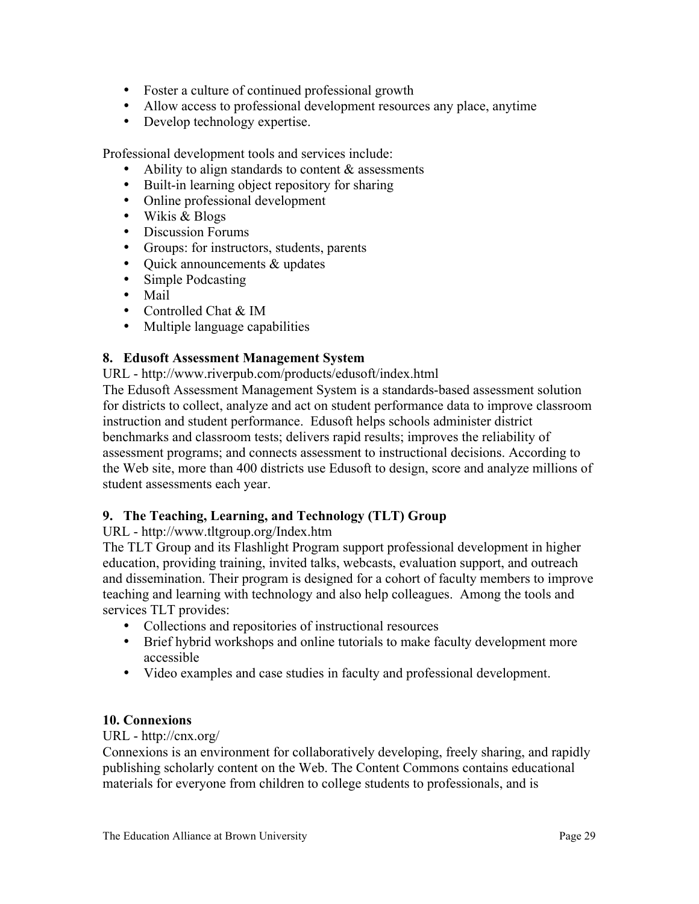- Foster a culture of continued professional growth
- Allow access to professional development resources any place, anytime
- Develop technology expertise.

Professional development tools and services include:

- Ability to align standards to content & assessments
- Built-in learning object repository for sharing
- Online professional development
- Wikis & Blogs
- Discussion Forums
- Groups: for instructors, students, parents
- Quick announcements & updates
- Simple Podcasting
- Mail
- Controlled Chat & IM
- Multiple language capabilities

### 8. Edusoft Assessment Management System

URL - http://www.riverpub.com/products/edusoft/index.html

The Edusoft Assessment Management System is a standards-based assessment solution for districts to collect, analyze and act on student performance data to improve classroom instruction and student performance. Edusoft helps schools administer district benchmarks and classroom tests; delivers rapid results; improves the reliability of assessment programs; and connects assessment to instructional decisions. According to the Web site, more than 400 districts use Edusoft to design, score and analyze millions of student assessments each year.

### 9. The Teaching, Learning, and Technology (TLT) Group

URL - http://www.tltgroup.org/Index.htm

The TLT Group and its Flashlight Program support professional development in higher education, providing training, invited talks, webcasts, evaluation support, and outreach and dissemination. Their program is designed for a cohort of faculty members to improve teaching and learning with technology and also help colleagues. Among the tools and services TLT provides:

- Collections and repositories of instructional resources
- Brief hybrid workshops and online tutorials to make faculty development more accessible
- Video examples and case studies in faculty and professional development.

### 10. Connexions

URL - http://cnx.org/

Connexions is an environment for collaboratively developing, freely sharing, and rapidly publishing scholarly content on the Web. The Content Commons contains educational materials for everyone from children to college students to professionals, and is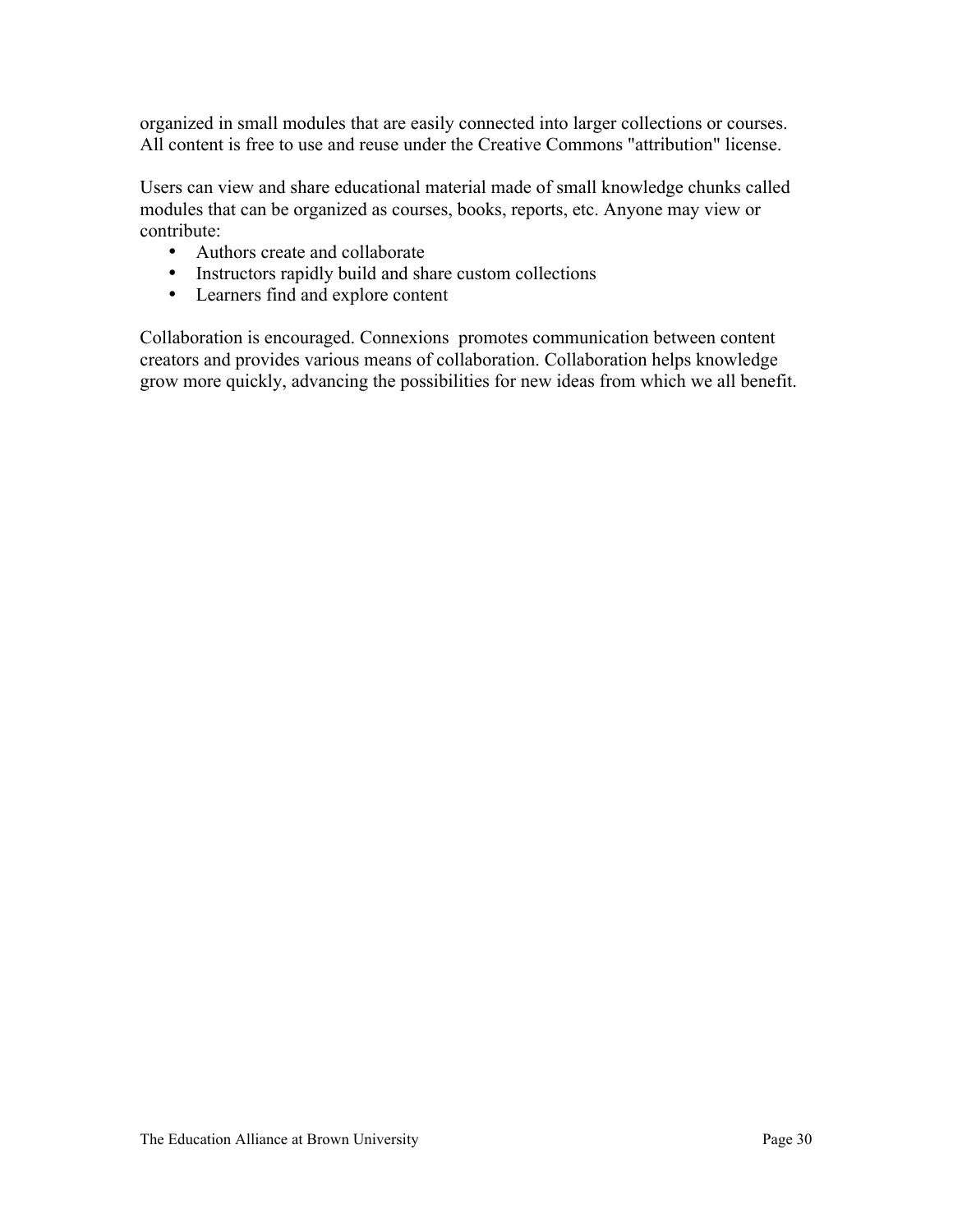organized in small modules that are easily connected into larger collections or courses. All content is free to use and reuse under the Creative Commons "attribution" license.

Users can view and share educational material made of small knowledge chunks called modules that can be organized as courses, books, reports, etc. Anyone may view or contribute:

- Authors create and collaborate
- Instructors rapidly build and share custom collections
- Learners find and explore content

Collaboration is encouraged. Connexions promotes communication between content creators and provides various means of collaboration. Collaboration helps knowledge grow more quickly, advancing the possibilities for new ideas from which we all benefit.